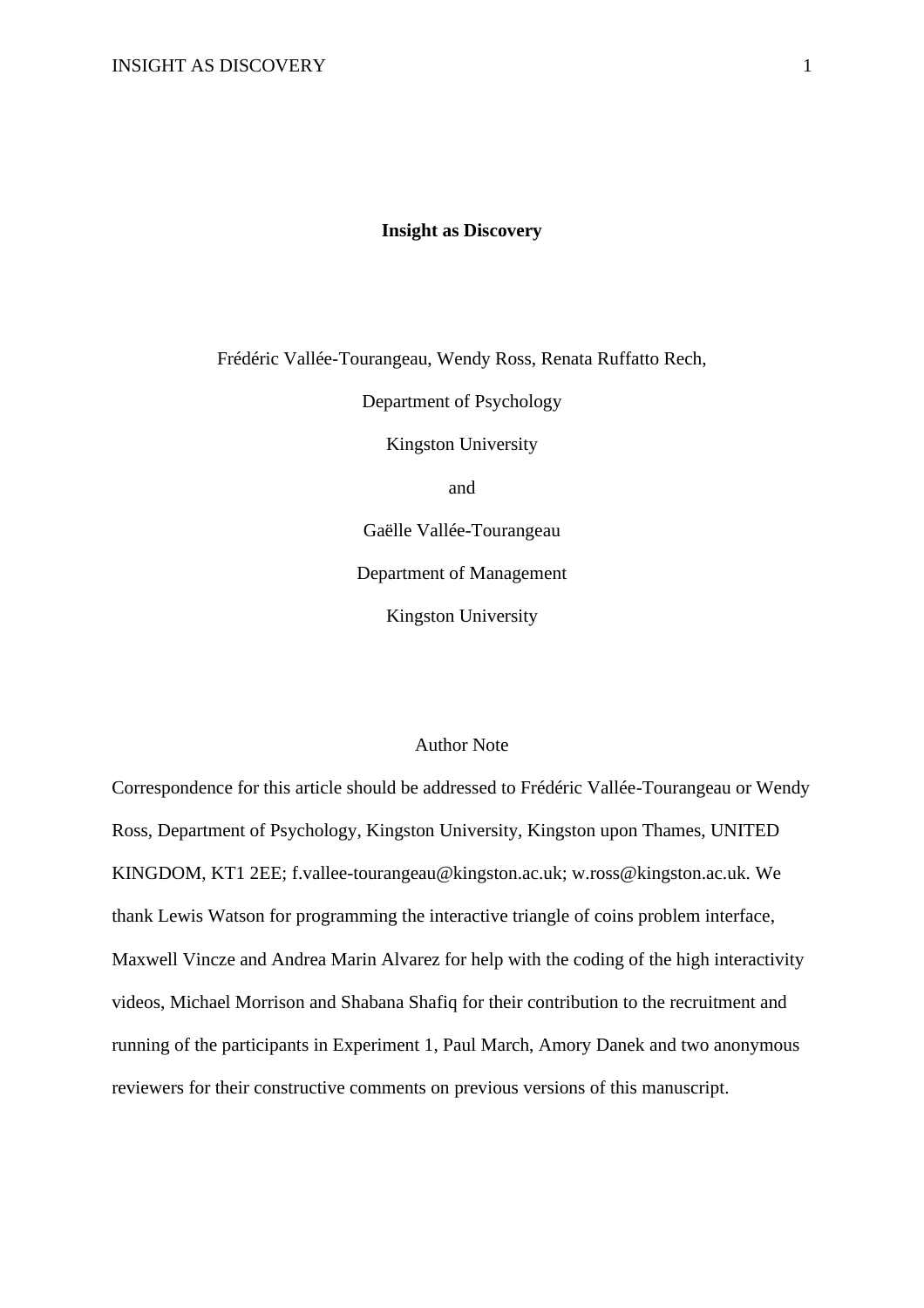# Insight as Discovery

Frédéric Vallée-Tourangeau, Wendy Ross, Renata Ruffatto Rech,

Department of Psychology

Kingston University

and

Gaëlle Vallée-Tourangeau

Department of Management

Kingston University

## Author Note

Correspondence for this article should be addressed to Frédéric Vallée-Tourangeau or Wendy Ross, Department of Psychology, Kingston University, Kingston upon Thames, UNITED KINGDOM, KT1 2EE; f.vallee-tourangeau@kingston.ac.uk; w.ross@kingston.ac.uk. We thank Lewis Watson for programming the interactive triangle of coins problem interface, Maxwell Vincze and Andrea Marin Alvarez for help with the coding of the high interactivity videos, Michael Morrison and Shabana Shafiq for their contribution to the recruitment and running of the participants in Experiment 1, Paul March, Amory Danek and two anonymous reviewers for their constructive comments on previous versions of this manuscript.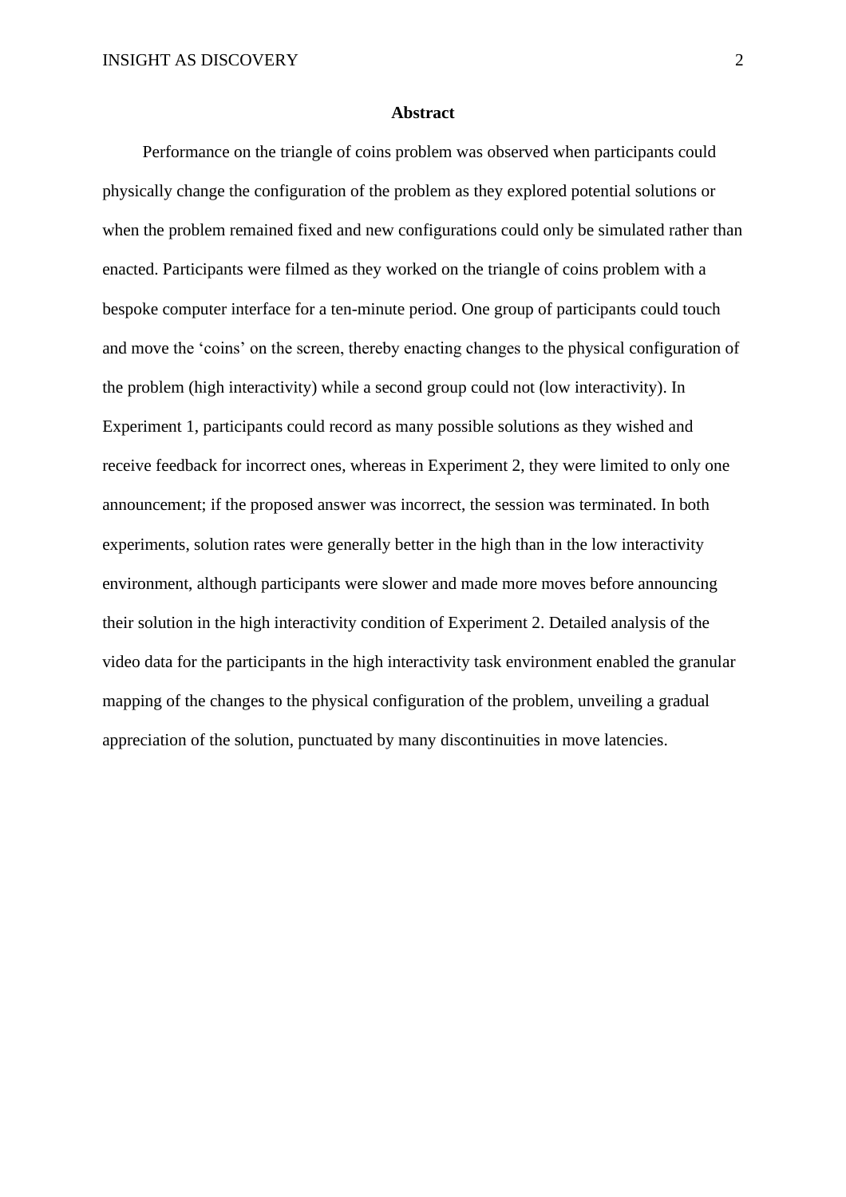## Abstract

Performance on the triangle of coins problem was observed when participants could physically change the configuration of the problem as they explored potential solutions or when the problem remained fixed and new configurations could only be simulated rather than enacted. Participants were filmed as they worked on the triangle of coins problem with a bespoke computer interface for a ten-minute period. One group of participants could touch and move the 'coins' on the screen, thereby enacting changes to the physical configuration of the problem (high interactivity) while a second group could not (low interactivity). In Experiment 1, participants could record as many possible solutions as they wished and receive feedback for incorrect ones, whereas in Experiment 2, they were limited to only one announcement; if the proposed answer was incorrect, the session was terminated. In both experiments, solution rates were generally better in the high than in the low interactivity environment, although participants were slower and made more moves before announcing their solution in the high interactivity condition of Experiment 2. Detailed analysis of the video data for the participants in the high interactivity task environment enabled the granular mapping of the changes to the physical configuration of the problem, unveiling a gradual appreciation of the solution, punctuated by many discontinuities in move latencies.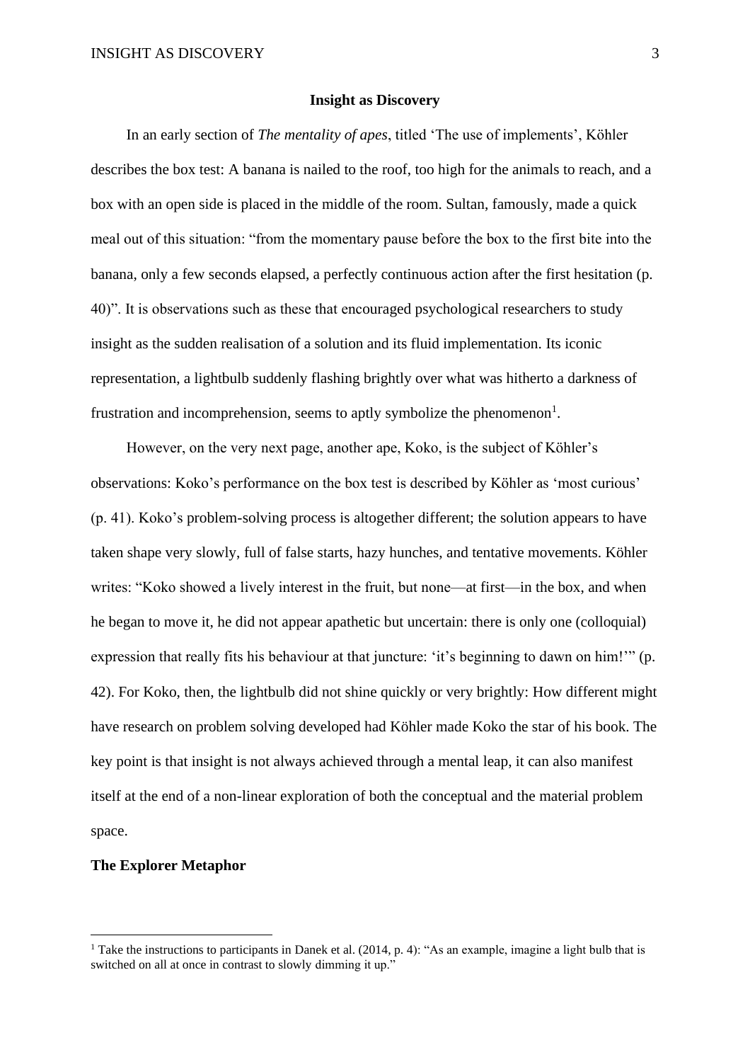## Insight as Discovery

In an early section of *The mentality of apes*, titled 'The use of implements', Köhler describes the box test: A banana is nailed to the roof, too high for the animals to reach, and a box with an open side is placed in the middle of the room. Sultan, famously, made a quick meal out of this situation: "from the momentary pause before the box to the first bite into the banana, only a few seconds elapsed, a perfectly continuous action after the first hesitation (p. 40)". It is observations such as these that encouraged psychological researchers to study insight as the sudden realisation of a solution and its fluid implementation. Its iconic representation, a lightbulb suddenly flashing brightly over what was hitherto a darkness of frustration and incomprehension, seems to aptly symbolize the phenomenon[1].

However, on the very next page, another ape, Koko, is the subject of Köhler's observations: Koko's performance on the box test is described by Köhler as 'most curious' (p. 41). Koko's problem-solving process is altogether different; the solution appears to have taken shape very slowly, full of false starts, hazy hunches, and tentative movements. Köhler writes: "Koko showed a lively interest in the fruit, but none—at first—in the box, and when he began to move it, he did not appear apathetic but uncertain: there is only one (colloquial) expression that really fits his behaviour at that juncture: 'it's beginning to dawn on him!'" (p. 42). For Koko, then, the lightbulb did not shine quickly or very brightly: How different might have research on problem solving developed had Köhler made Koko the star of his book. The key point is that insight is not always achieved through a mental leap, it can also manifest itself at the end of a non-linear exploration of both the conceptual and the material problem space.

### The Explorer Metaphor

[1] Take the instructions to participants in Danek et al. (2014, p. 4): "As an example, imagine a light bulb that is switched on all at once in contrast to slowly dimming it up."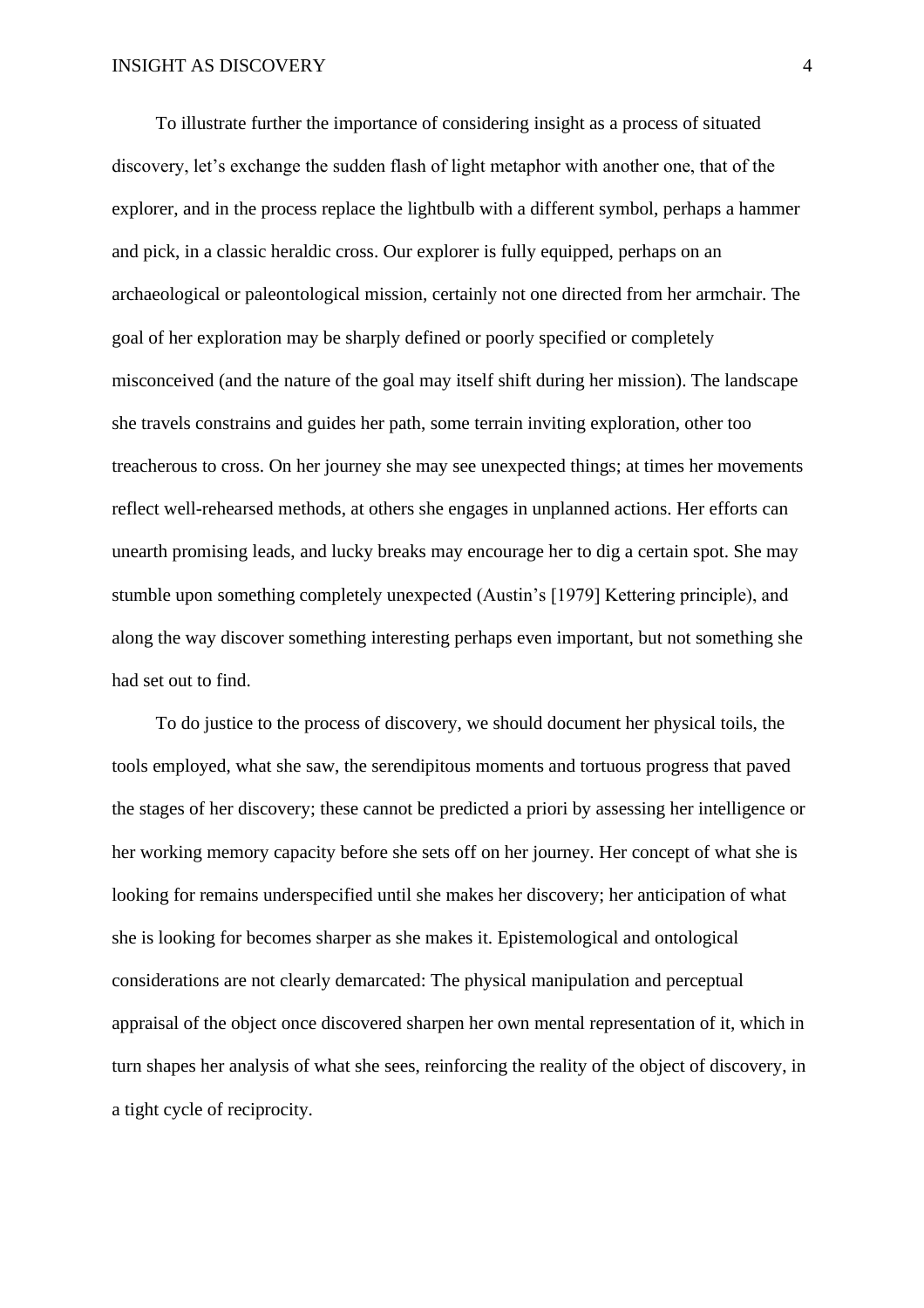To illustrate further the importance of considering insight as a process of situated discovery, let's exchange the sudden flash of light metaphor with another one, that of the explorer, and in the process replace the lightbulb with a different symbol, perhaps a hammer and pick, in a classic heraldic cross. Our explorer is fully equipped, perhaps on an archaeological or paleontological mission, certainly not one directed from her armchair. The goal of her exploration may be sharply defined or poorly specified or completely misconceived (and the nature of the goal may itself shift during her mission). The landscape she travels constrains and guides her path, some terrain inviting exploration, other too treacherous to cross. On her journey she may see unexpected things; at times her movements reflect well-rehearsed methods, at others she engages in unplanned actions. Her efforts can unearth promising leads, and lucky breaks may encourage her to dig a certain spot. She may stumble upon something completely unexpected (Austin's [1979] Kettering principle), and along the way discover something interesting perhaps even important, but not something she had set out to find.

To do justice to the process of discovery, we should document her physical toils, the tools employed, what she saw, the serendipitous moments and tortuous progress that paved the stages of her discovery; these cannot be predicted a priori by assessing her intelligence or her working memory capacity before she sets off on her journey. Her concept of what she is looking for remains underspecified until she makes her discovery; her anticipation of what she is looking for becomes sharper as she makes it. Epistemological and ontological considerations are not clearly demarcated: The physical manipulation and perceptual appraisal of the object once discovered sharpen her own mental representation of it, which in turn shapes her analysis of what she sees, reinforcing the reality of the object of discovery, in a tight cycle of reciprocity.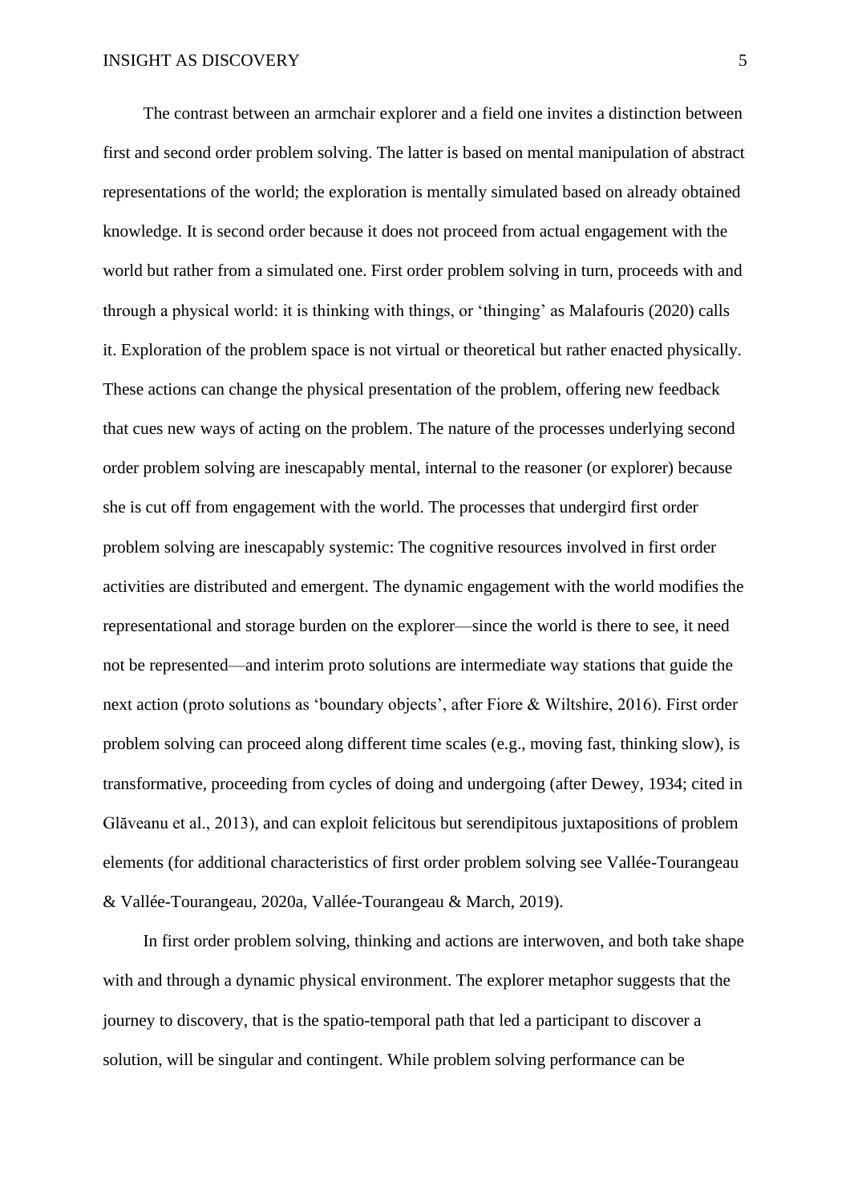The contrast between an armchair explorer and a field one invites a distinction between first and second order problem solving. The latter is based on mental manipulation of abstract representations of the world; the exploration is mentally simulated based on already obtained knowledge. It is second order because it does not proceed from actual engagement with the world but rather from a simulated one. First order problem solving in turn, proceeds with and through a physical world: it is thinking with things, or 'thinging' as Malafouris (2020) calls it. Exploration of the problem space is not virtual or theoretical but rather enacted physically. These actions can change the physical presentation of the problem, offering new feedback that cues new ways of acting on the problem. The nature of the processes underlying second order problem solving are inescapably mental, internal to the reasoner (or explorer) because she is cut off from engagement with the world. The processes that undergird first order problem solving are inescapably systemic: The cognitive resources involved in first order activities are distributed and emergent. The dynamic engagement with the world modifies the representational and storage burden on the explorer—since the world is there to see, it need not be represented—and interim proto solutions are intermediate way stations that guide the next action (proto solutions as 'boundary objects', after Fiore & Wiltshire, 2016). First order problem solving can proceed along different time scales (e.g., moving fast, thinking slow), is transformative, proceeding from cycles of doing and undergoing (after Dewey, 1934; cited in Glăveanu et al., 2013), and can exploit felicitous but serendipitous juxtapositions of problem elements (for additional characteristics of first order problem solving see Vallée-Tourangeau & Vallée-Tourangeau, 2020a, Vallée-Tourangeau & March, 2019).

In first order problem solving, thinking and actions are interwoven, and both take shape with and through a dynamic physical environment. The explorer metaphor suggests that the journey to discovery, that is the spatio-temporal path that led a participant to discover a solution, will be singular and contingent. While problem solving performance can be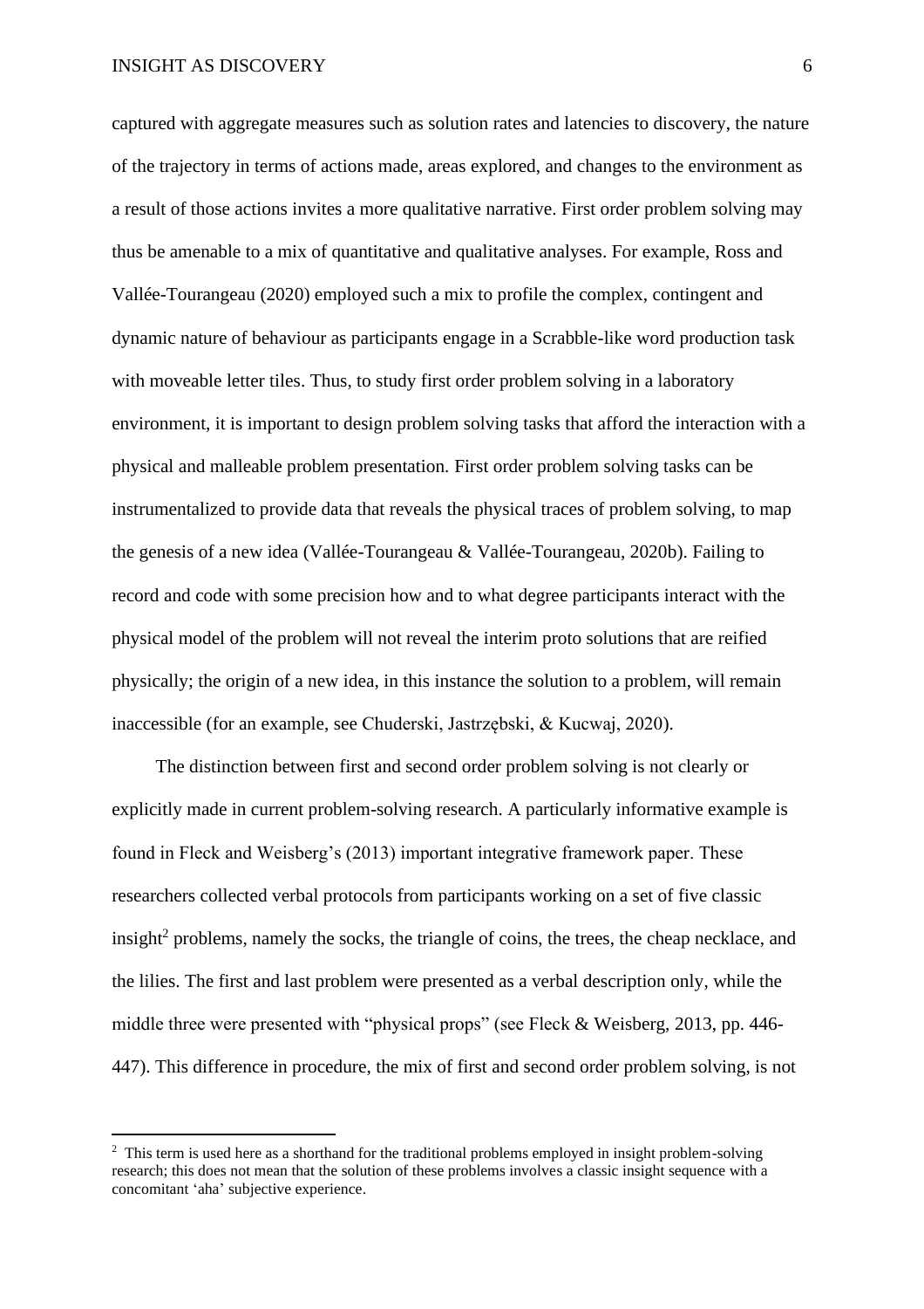captured with aggregate measures such as solution rates and latencies to discovery, the nature of the trajectory in terms of actions made, areas explored, and changes to the environment as a result of those actions invites a more qualitative narrative. First order problem solving may thus be amenable to a mix of quantitative and qualitative analyses. For example, Ross and Vallée-Tourangeau (2020) employed such a mix to profile the complex, contingent and dynamic nature of behaviour as participants engage in a Scrabble-like word production task with moveable letter tiles. Thus, to study first order problem solving in a laboratory environment, it is important to design problem solving tasks that afford the interaction with a physical and malleable problem presentation. First order problem solving tasks can be instrumentalized to provide data that reveals the physical traces of problem solving, to map the genesis of a new idea (Vallée-Tourangeau & Vallée-Tourangeau, 2020b). Failing to record and code with some precision how and to what degree participants interact with the physical model of the problem will not reveal the interim proto solutions that are reified physically; the origin of a new idea, in this instance the solution to a problem, will remain inaccessible (for an example, see Chuderski, Jastrzębski, & Kucwaj, 2020).

The distinction between first and second order problem solving is not clearly or explicitly made in current problem-solving research. A particularly informative example is found in Fleck and Weisberg's (2013) important integrative framework paper. These researchers collected verbal protocols from participants working on a set of five classic insight[2] problems, namely the socks, the triangle of coins, the trees, the cheap necklace, and the lilies. The first and last problem were presented as a verbal description only, while the middle three were presented with "physical props" (see Fleck & Weisberg, 2013, pp. 446-447). This difference in procedure, the mix of first and second order problem solving, is not

[2] This term is used here as a shorthand for the traditional problems employed in insight problem-solving research; this does not mean that the solution of these problems involves a classic insight sequence with a concomitant 'aha' subjective experience.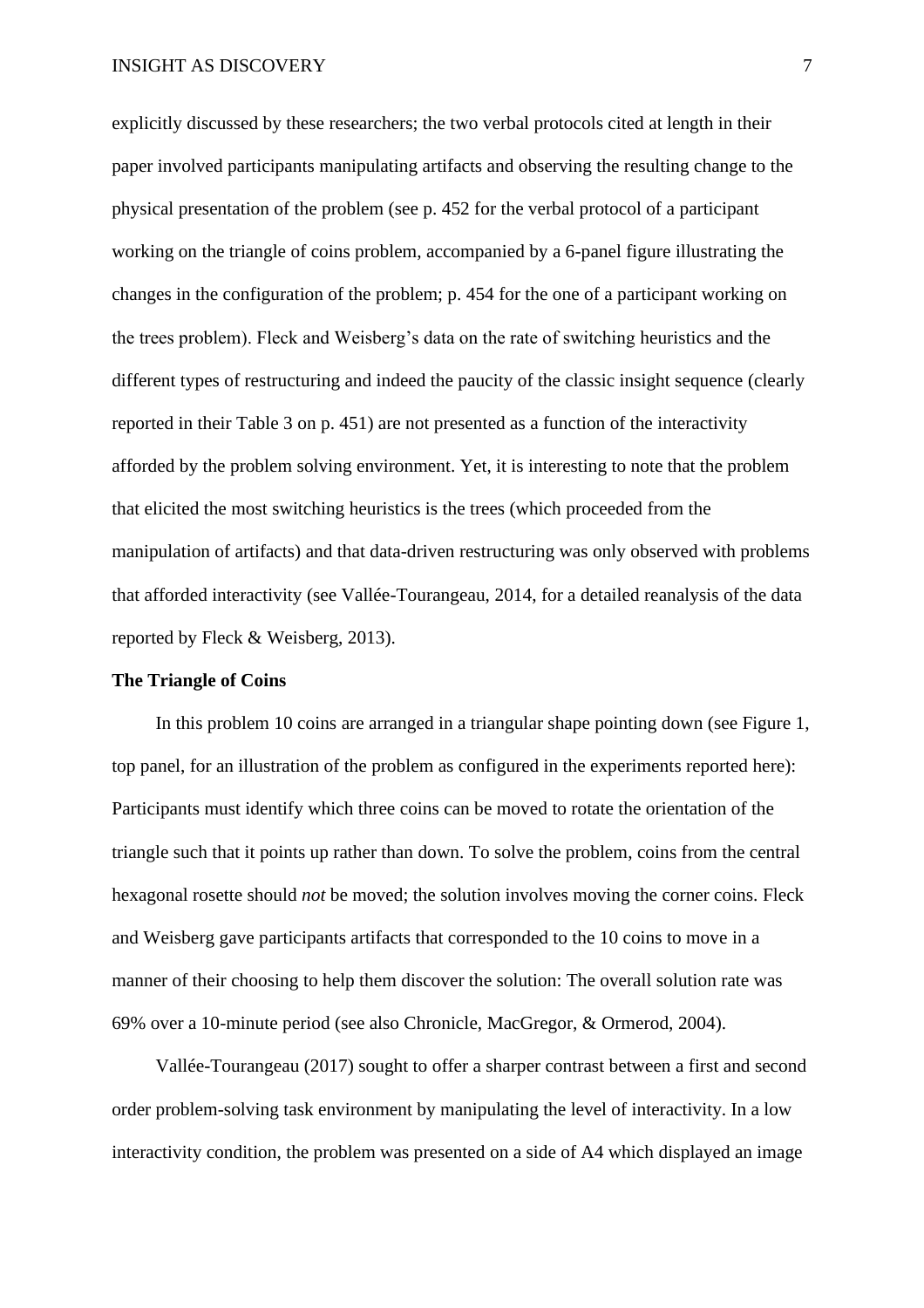explicitly discussed by these researchers; the two verbal protocols cited at length in their paper involved participants manipulating artifacts and observing the resulting change to the physical presentation of the problem (see p. 452 for the verbal protocol of a participant working on the triangle of coins problem, accompanied by a 6-panel figure illustrating the changes in the configuration of the problem; p. 454 for the one of a participant working on the trees problem). Fleck and Weisberg's data on the rate of switching heuristics and the different types of restructuring and indeed the paucity of the classic insight sequence (clearly reported in their Table 3 on p. 451) are not presented as a function of the interactivity afforded by the problem solving environment. Yet, it is interesting to note that the problem that elicited the most switching heuristics is the trees (which proceeded from the manipulation of artifacts) and that data-driven restructuring was only observed with problems that afforded interactivity (see Vallée-Tourangeau, 2014, for a detailed reanalysis of the data reported by Fleck & Weisberg, 2013).

**The Triangle of Coins**

In this problem 10 coins are arranged in a triangular shape pointing down (see Figure 1, top panel, for an illustration of the problem as configured in the experiments reported here): Participants must identify which three coins can be moved to rotate the orientation of the triangle such that it points up rather than down. To solve the problem, coins from the central hexagonal rosette should *not* be moved; the solution involves moving the corner coins. Fleck and Weisberg gave participants artifacts that corresponded to the 10 coins to move in a manner of their choosing to help them discover the solution: The overall solution rate was 69% over a 10-minute period (see also Chronicle, MacGregor, & Ormerod, 2004).

Vallée-Tourangeau (2017) sought to offer a sharper contrast between a first and second order problem-solving task environment by manipulating the level of interactivity. In a low interactivity condition, the problem was presented on a side of A4 which displayed an image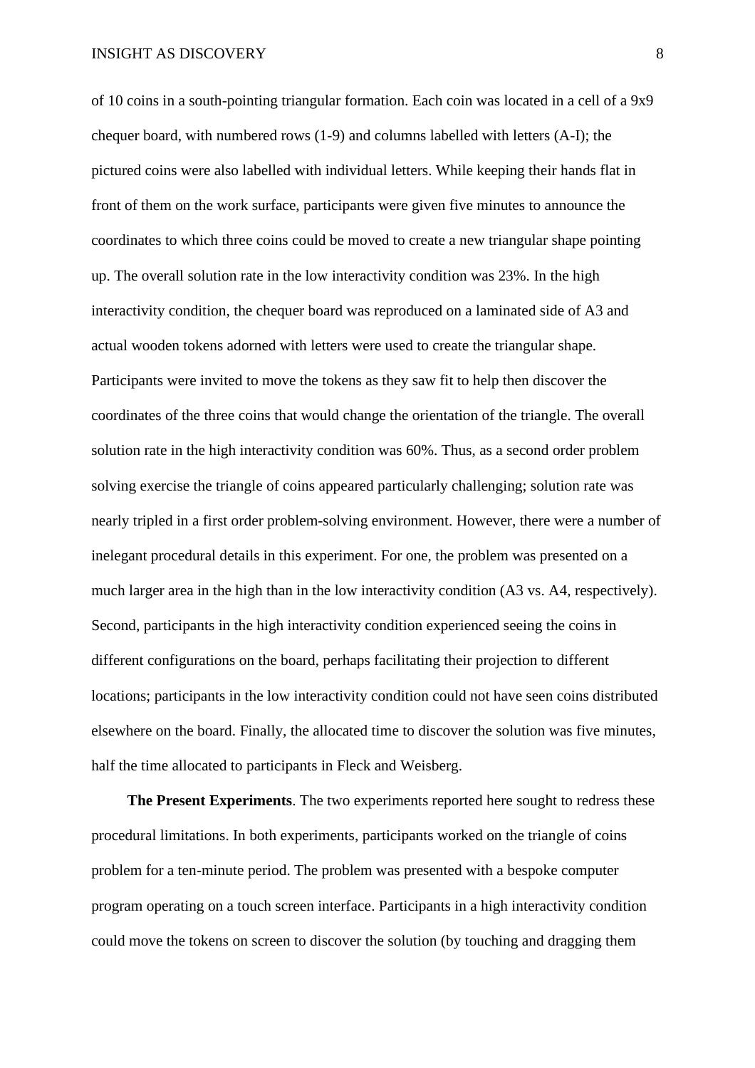of 10 coins in a south-pointing triangular formation. Each coin was located in a cell of a 9x9 chequer board, with numbered rows (1-9) and columns labelled with letters (A-I); the pictured coins were also labelled with individual letters. While keeping their hands flat in front of them on the work surface, participants were given five minutes to announce the coordinates to which three coins could be moved to create a new triangular shape pointing up. The overall solution rate in the low interactivity condition was 23%. In the high interactivity condition, the chequer board was reproduced on a laminated side of A3 and actual wooden tokens adorned with letters were used to create the triangular shape. Participants were invited to move the tokens as they saw fit to help then discover the coordinates of the three coins that would change the orientation of the triangle. The overall solution rate in the high interactivity condition was 60%. Thus, as a second order problem solving exercise the triangle of coins appeared particularly challenging; solution rate was nearly tripled in a first order problem-solving environment. However, there were a number of inelegant procedural details in this experiment. For one, the problem was presented on a much larger area in the high than in the low interactivity condition (A3 vs. A4, respectively). Second, participants in the high interactivity condition experienced seeing the coins in different configurations on the board, perhaps facilitating their projection to different locations; participants in the low interactivity condition could not have seen coins distributed elsewhere on the board. Finally, the allocated time to discover the solution was five minutes, half the time allocated to participants in Fleck and Weisberg.

**The Present Experiments**. The two experiments reported here sought to redress these procedural limitations. In both experiments, participants worked on the triangle of coins problem for a ten-minute period. The problem was presented with a bespoke computer program operating on a touch screen interface. Participants in a high interactivity condition could move the tokens on screen to discover the solution (by touching and dragging them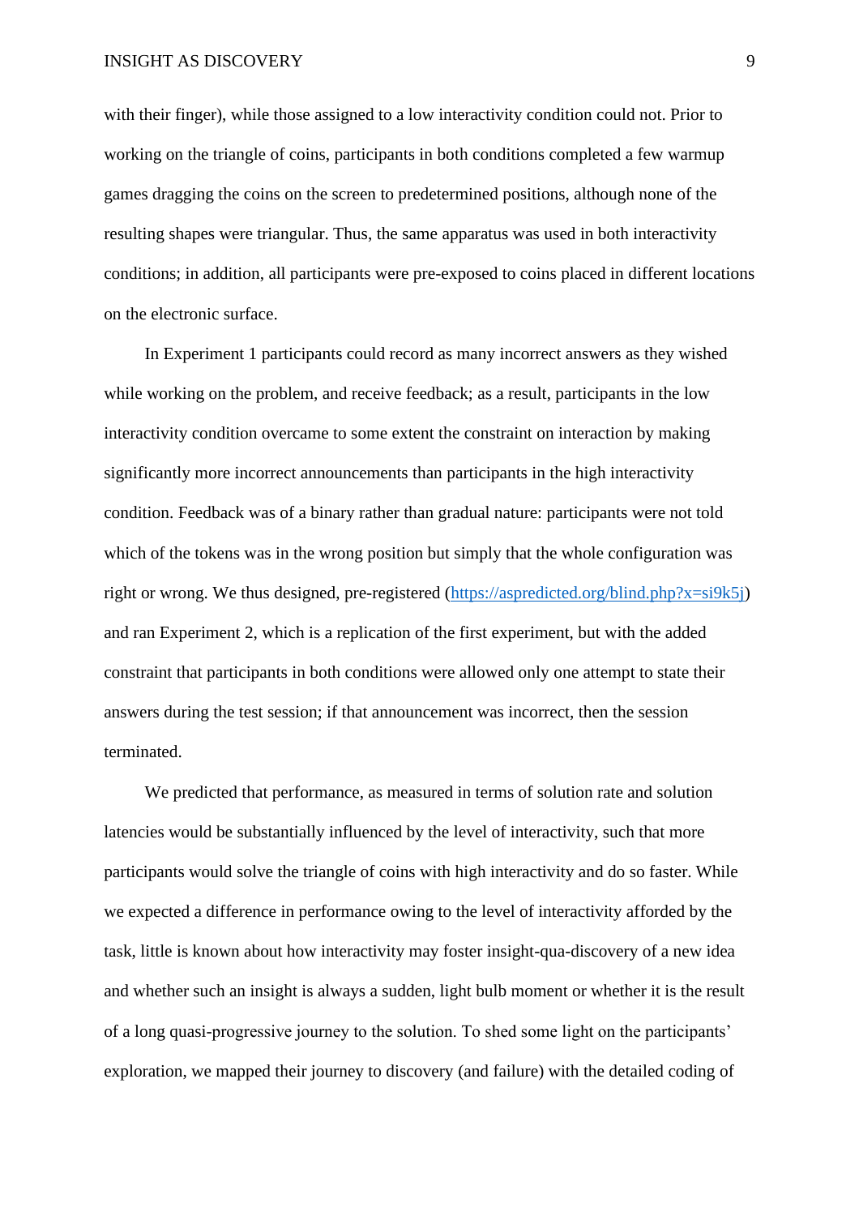with their finger), while those assigned to a low interactivity condition could not. Prior to working on the triangle of coins, participants in both conditions completed a few warmup games dragging the coins on the screen to predetermined positions, although none of the resulting shapes were triangular. Thus, the same apparatus was used in both interactivity conditions; in addition, all participants were pre-exposed to coins placed in different locations on the electronic surface.

In Experiment 1 participants could record as many incorrect answers as they wished while working on the problem, and receive feedback; as a result, participants in the low interactivity condition overcame to some extent the constraint on interaction by making significantly more incorrect announcements than participants in the high interactivity condition. Feedback was of a binary rather than gradual nature: participants were not told which of the tokens was in the wrong position but simply that the whole configuration was right or wrong. We thus designed, pre-registered (https://aspredicted.org/blind.php?x=si9k5j) and ran Experiment 2, which is a replication of the first experiment, but with the added constraint that participants in both conditions were allowed only one attempt to state their answers during the test session; if that announcement was incorrect, then the session terminated.

We predicted that performance, as measured in terms of solution rate and solution latencies would be substantially influenced by the level of interactivity, such that more participants would solve the triangle of coins with high interactivity and do so faster. While we expected a difference in performance owing to the level of interactivity afforded by the task, little is known about how interactivity may foster insight-qua-discovery of a new idea and whether such an insight is always a sudden, light bulb moment or whether it is the result of a long quasi-progressive journey to the solution. To shed some light on the participants' exploration, we mapped their journey to discovery (and failure) with the detailed coding of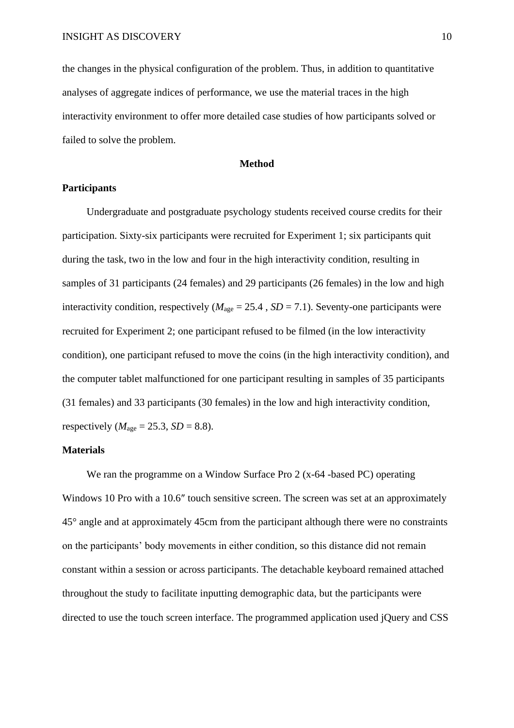the changes in the physical configuration of the problem. Thus, in addition to quantitative analyses of aggregate indices of performance, we use the material traces in the high interactivity environment to offer more detailed case studies of how participants solved or failed to solve the problem.

## Method

### Participants

Undergraduate and postgraduate psychology students received course credits for their participation. Sixty-six participants were recruited for Experiment 1; six participants quit during the task, two in the low and four in the high interactivity condition, resulting in samples of 31 participants (24 females) and 29 participants (26 females) in the low and high interactivity condition, respectively ($M_{\text{age}} = 25.4$ , $SD = 7.1$). Seventy-one participants were recruited for Experiment 2; one participant refused to be filmed (in the low interactivity condition), one participant refused to move the coins (in the high interactivity condition), and the computer tablet malfunctioned for one participant resulting in samples of 35 participants (31 females) and 33 participants (30 females) in the low and high interactivity condition, respectively ($M_{\text{age}} = 25.3$, $SD = 8.8$).

### Materials

We ran the programme on a Window Surface Pro 2 (x-64 -based PC) operating Windows 10 Pro with a 10.6″ touch sensitive screen. The screen was set at an approximately 45° angle and at approximately 45cm from the participant although there were no constraints on the participants' body movements in either condition, so this distance did not remain constant within a session or across participants. The detachable keyboard remained attached throughout the study to facilitate inputting demographic data, but the participants were directed to use the touch screen interface. The programmed application used jQuery and CSS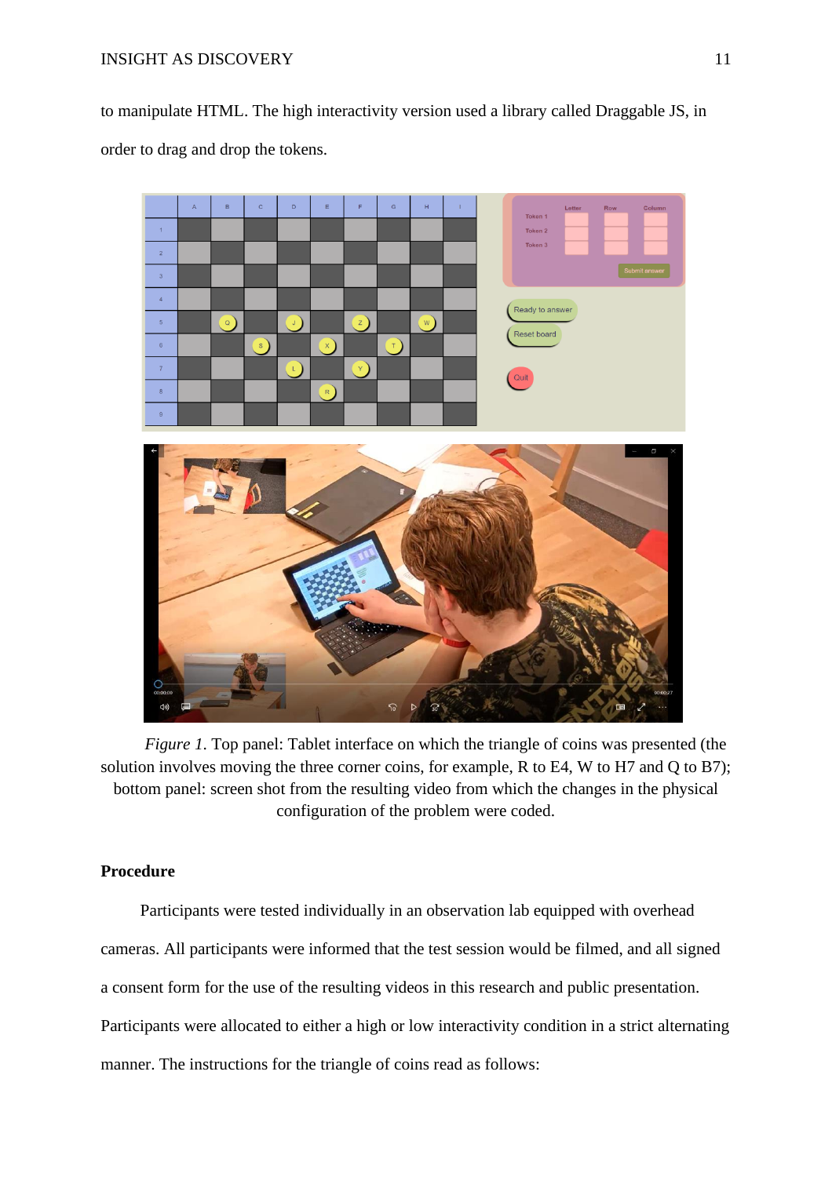to manipulate HTML. The high interactivity version used a library called Draggable JS, in order to drag and drop the tokens.

*Figure 1*. Top panel: Tablet interface on which the triangle of coins was presented (the solution involves moving the three corner coins, for example, R to E4, W to H7 and Q to B7); bottom panel: screen shot from the resulting video from which the changes in the physical configuration of the problem were coded.

## Procedure

Participants were tested individually in an observation lab equipped with overhead cameras. All participants were informed that the test session would be filmed, and all signed a consent form for the use of the resulting videos in this research and public presentation. Participants were allocated to either a high or low interactivity condition in a strict alternating manner. The instructions for the triangle of coins read as follows: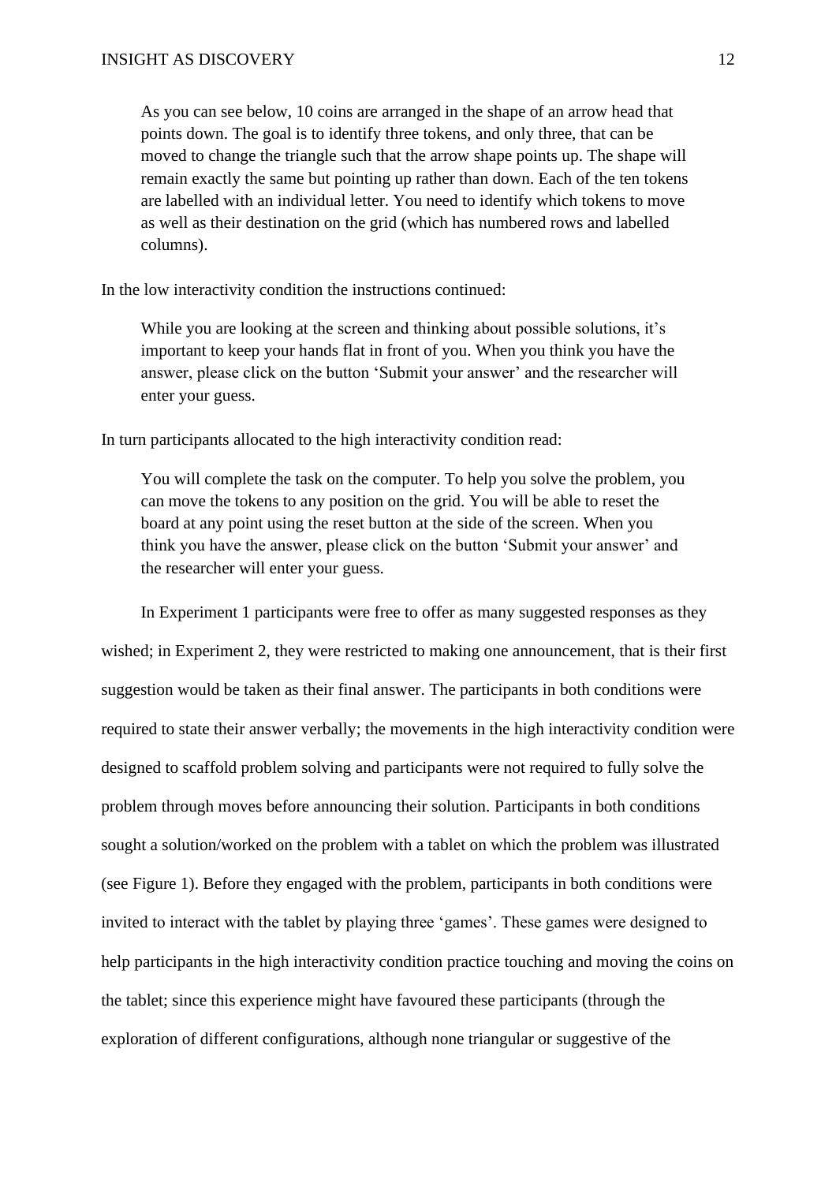> As you can see below, 10 coins are arranged in the shape of an arrow head that points down. The goal is to identify three tokens, and only three, that can be moved to change the triangle such that the arrow shape points up. The shape will remain exactly the same but pointing up rather than down. Each of the ten tokens are labelled with an individual letter. You need to identify which tokens to move as well as their destination on the grid (which has numbered rows and labelled columns).

In the low interactivity condition the instructions continued:

> While you are looking at the screen and thinking about possible solutions, it's important to keep your hands flat in front of you. When you think you have the answer, please click on the button 'Submit your answer' and the researcher will enter your guess.

In turn participants allocated to the high interactivity condition read:

> You will complete the task on the computer. To help you solve the problem, you can move the tokens to any position on the grid. You will be able to reset the board at any point using the reset button at the side of the screen. When you think you have the answer, please click on the button 'Submit your answer' and the researcher will enter your guess.

In Experiment 1 participants were free to offer as many suggested responses as they wished; in Experiment 2, they were restricted to making one announcement, that is their first suggestion would be taken as their final answer. The participants in both conditions were required to state their answer verbally; the movements in the high interactivity condition were designed to scaffold problem solving and participants were not required to fully solve the problem through moves before announcing their solution. Participants in both conditions sought a solution/worked on the problem with a tablet on which the problem was illustrated (see Figure 1). Before they engaged with the problem, participants in both conditions were invited to interact with the tablet by playing three 'games'. These games were designed to help participants in the high interactivity condition practice touching and moving the coins on the tablet; since this experience might have favoured these participants (through the exploration of different configurations, although none triangular or suggestive of the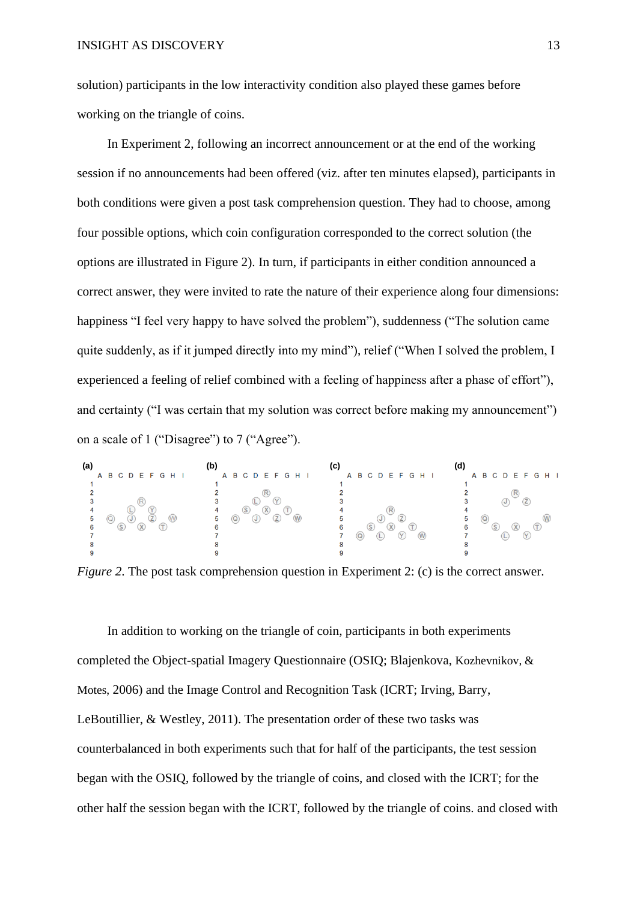solution) participants in the low interactivity condition also played these games before working on the triangle of coins.

In Experiment 2, following an incorrect announcement or at the end of the working session if no announcements had been offered (viz. after ten minutes elapsed), participants in both conditions were given a post task comprehension question. They had to choose, among four possible options, which coin configuration corresponded to the correct solution (the options are illustrated in Figure 2). In turn, if participants in either condition announced a correct answer, they were invited to rate the nature of their experience along four dimensions: happiness "I feel very happy to have solved the problem"), suddenness ("The solution came quite suddenly, as if it jumped directly into my mind"), relief ("When I solved the problem, I experienced a feeling of relief combined with a feeling of happiness after a phase of effort"), and certainty ("I was certain that my solution was correct before making my announcement") on a scale of 1 ("Disagree") to 7 ("Agree").

*Figure 2*. The post task comprehension question in Experiment 2: (c) is the correct answer.

In addition to working on the triangle of coin, participants in both experiments completed the Object-spatial Imagery Questionnaire (OSIQ; Blajenkova, Kozhevnikov, & Motes, 2006) and the Image Control and Recognition Task (ICRT; Irving, Barry, LeBoutillier, & Westley, 2011). The presentation order of these two tasks was counterbalanced in both experiments such that for half of the participants, the test session began with the OSIQ, followed by the triangle of coins, and closed with the ICRT; for the other half the session began with the ICRT, followed by the triangle of coins. and closed with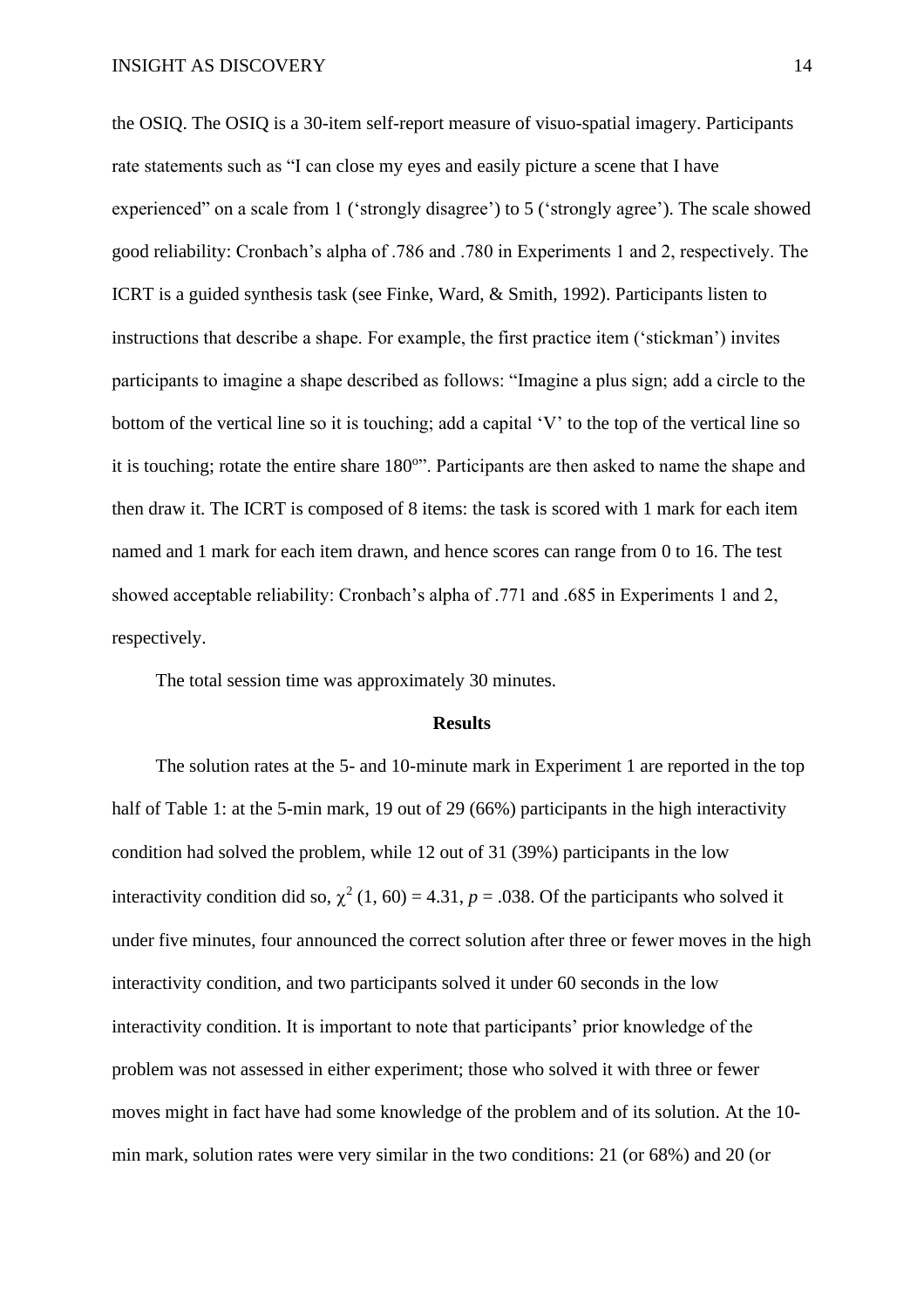the OSIQ. The OSIQ is a 30-item self-report measure of visuo-spatial imagery. Participants rate statements such as "I can close my eyes and easily picture a scene that I have experienced" on a scale from 1 ('strongly disagree') to 5 ('strongly agree'). The scale showed good reliability: Cronbach's alpha of .786 and .780 in Experiments 1 and 2, respectively. The ICRT is a guided synthesis task (see Finke, Ward, & Smith, 1992). Participants listen to instructions that describe a shape. For example, the first practice item ('stickman') invites participants to imagine a shape described as follows: "Imagine a plus sign; add a circle to the bottom of the vertical line so it is touching; add a capital 'V' to the top of the vertical line so it is touching; rotate the entire share 180$^{o}$". Participants are then asked to name the shape and then draw it. The ICRT is composed of 8 items: the task is scored with 1 mark for each item named and 1 mark for each item drawn, and hence scores can range from 0 to 16. The test showed acceptable reliability: Cronbach's alpha of .771 and .685 in Experiments 1 and 2, respectively.

The total session time was approximately 30 minutes.

## Results

The solution rates at the 5- and 10-minute mark in Experiment 1 are reported in the top half of Table 1: at the 5-min mark, 19 out of 29 (66%) participants in the high interactivity condition had solved the problem, while 12 out of 31 (39%) participants in the low interactivity condition did so, $\chi^2$ (1, 60) = 4.31, *p* = .038. Of the participants who solved it under five minutes, four announced the correct solution after three or fewer moves in the high interactivity condition, and two participants solved it under 60 seconds in the low interactivity condition. It is important to note that participants' prior knowledge of the problem was not assessed in either experiment; those who solved it with three or fewer moves might in fact have had some knowledge of the problem and of its solution. At the 10-min mark, solution rates were very similar in the two conditions: 21 (or 68%) and 20 (or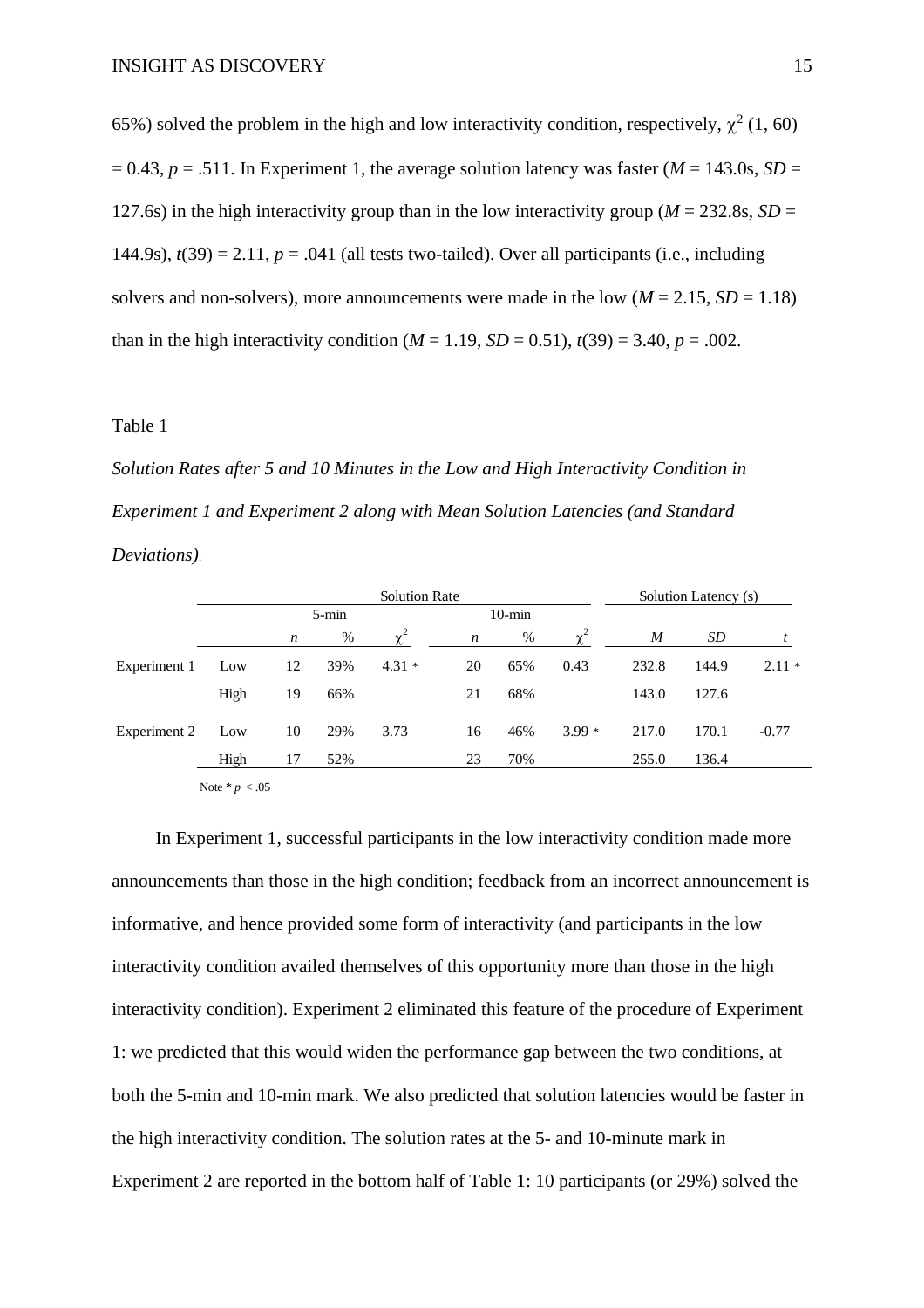65%) solved the problem in the high and low interactivity condition, respectively, $\chi^2$ (1, 60) = 0.43, $p$ = .511. In Experiment 1, the average solution latency was faster ($M$ = 143.0s, $SD$ = 127.6s) in the high interactivity group than in the low interactivity group ($M$ = 232.8s, $SD$ = 144.9s), $t(39)$ = 2.11, $p$ = .041 (all tests two-tailed). Over all participants (i.e., including solvers and non-solvers), more announcements were made in the low ($M$ = 2.15, $SD$ = 1.18) than in the high interactivity condition ($M$ = 1.19, $SD$ = 0.51), $t(39)$ = 3.40, $p$ = .002.

Table 1

*Solution Rates after 5 and 10 Minutes in the Low and High Interactivity Condition in Experiment 1 and Experiment 2 along with Mean Solution Latencies (and Standard Deviations).*

| | | Solution Rate | | | | | | Solution Latency (s) | | |
|---|---|---|---|---|---|---|---|---|---|---|
| | | 5-min | | | 10-min | | | | | |
| | | $n$ | % | $\chi^2$ | $n$ | % | $\chi^2$ | $M$ | $SD$ | $t$ |
| Experiment 1 | Low | 12 | 39% | 4.31 * | 20 | 65% | 0.43 | 232.8 | 144.9 | 2.11 * |
| | High | 19 | 66% | | 21 | 68% | | 143.0 | 127.6 | |
| Experiment 2 | Low | 10 | 29% | 3.73 | 16 | 46% | 3.99 * | 217.0 | 170.1 | -0.77 |
| | High | 17 | 52% | | 23 | 70% | | 255.0 | 136.4 | |

Note * $p$ < .05

In Experiment 1, successful participants in the low interactivity condition made more announcements than those in the high condition; feedback from an incorrect announcement is informative, and hence provided some form of interactivity (and participants in the low interactivity condition availed themselves of this opportunity more than those in the high interactivity condition). Experiment 2 eliminated this feature of the procedure of Experiment 1: we predicted that this would widen the performance gap between the two conditions, at both the 5-min and 10-min mark. We also predicted that solution latencies would be faster in the high interactivity condition. The solution rates at the 5- and 10-minute mark in Experiment 2 are reported in the bottom half of Table 1: 10 participants (or 29%) solved the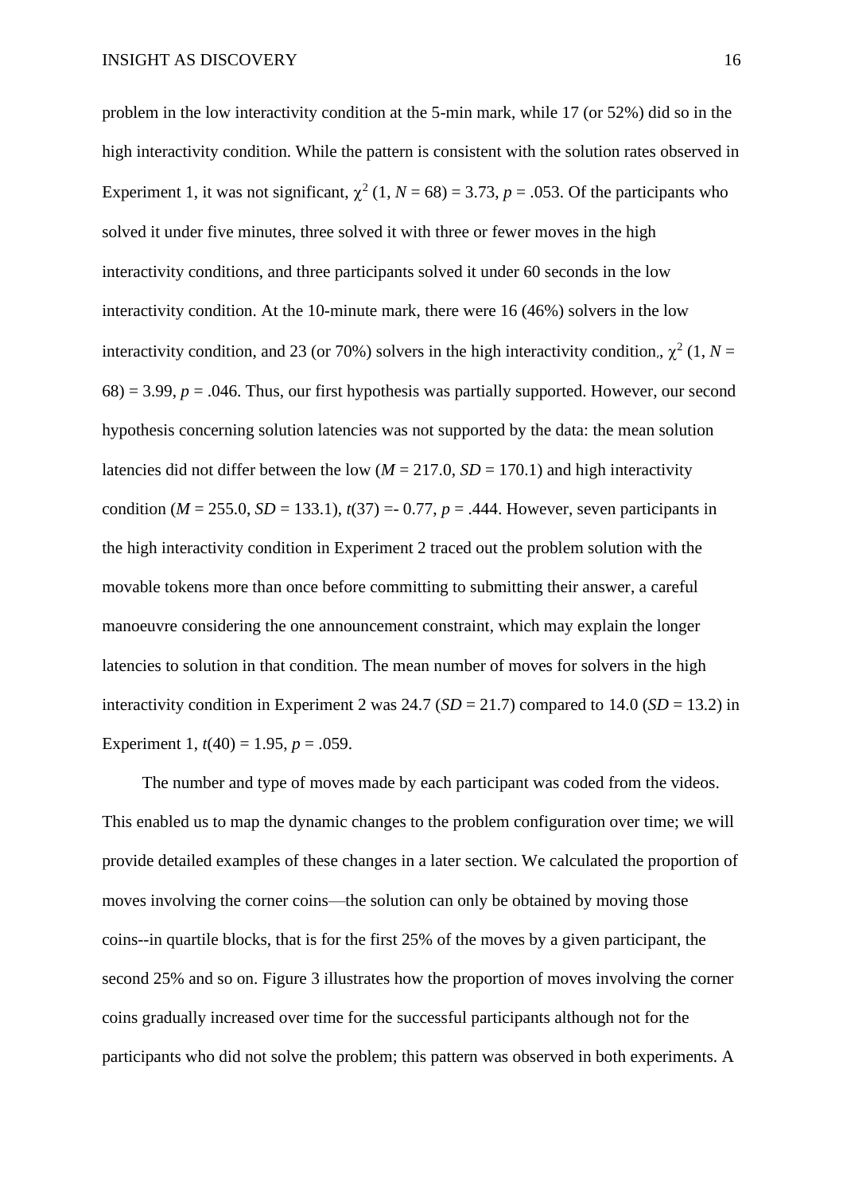problem in the low interactivity condition at the 5-min mark, while 17 (or 52%) did so in the high interactivity condition. While the pattern is consistent with the solution rates observed in Experiment 1, it was not significant, $\chi^2$ (1, *N* = 68) = 3.73, *p* = .053. Of the participants who solved it under five minutes, three solved it with three or fewer moves in the high interactivity conditions, and three participants solved it under 60 seconds in the low interactivity condition. At the 10-minute mark, there were 16 (46%) solvers in the low interactivity condition, and 23 (or 70%) solvers in the high interactivity condition., $\chi^2$ (1, *N* = 68) = 3.99, *p* = .046. Thus, our first hypothesis was partially supported. However, our second hypothesis concerning solution latencies was not supported by the data: the mean solution latencies did not differ between the low (*M* = 217.0, *SD* = 170.1) and high interactivity condition (*M* = 255.0, *SD* = 133.1), *t*(37) =- 0.77, *p* = .444. However, seven participants in the high interactivity condition in Experiment 2 traced out the problem solution with the movable tokens more than once before committing to submitting their answer, a careful manoeuvre considering the one announcement constraint, which may explain the longer latencies to solution in that condition. The mean number of moves for solvers in the high interactivity condition in Experiment 2 was 24.7 (*SD* = 21.7) compared to 14.0 (*SD* = 13.2) in Experiment 1, *t*(40) = 1.95, *p* = .059.

The number and type of moves made by each participant was coded from the videos. This enabled us to map the dynamic changes to the problem configuration over time; we will provide detailed examples of these changes in a later section. We calculated the proportion of moves involving the corner coins—the solution can only be obtained by moving those coins--in quartile blocks, that is for the first 25% of the moves by a given participant, the second 25% and so on. Figure 3 illustrates how the proportion of moves involving the corner coins gradually increased over time for the successful participants although not for the participants who did not solve the problem; this pattern was observed in both experiments. A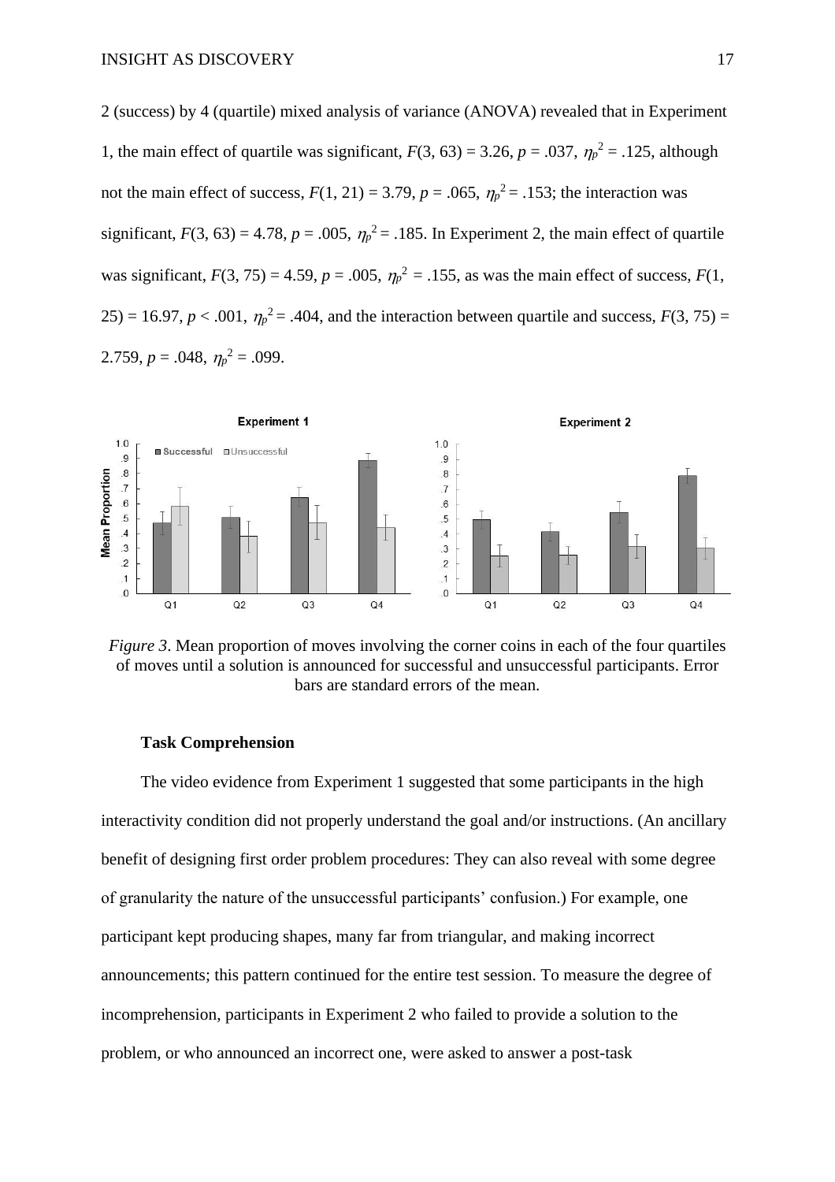2 (success) by 4 (quartile) mixed analysis of variance (ANOVA) revealed that in Experiment 1, the main effect of quartile was significant, $F(3, 63) = 3.26$, $p = .037$, $\eta_p^2 = .125$, although not the main effect of success, $F(1, 21) = 3.79$, $p = .065$, $\eta_p^2 = .153$; the interaction was significant, $F(3, 63) = 4.78$, $p = .005$, $\eta_p^2 = .185$. In Experiment 2, the main effect of quartile was significant, $F(3, 75) = 4.59$, $p = .005$, $\eta_p^2 = .155$, as was the main effect of success, $F(1, 25) = 16.97$, $p < .001$, $\eta_p^2 = .404$, and the interaction between quartile and success, $F(3, 75) = 2.759$, $p = .048$, $\eta_p^2 = .099$.

*Figure 3*. Mean proportion of moves involving the corner coins in each of the four quartiles of moves until a solution is announced for successful and unsuccessful participants. Error bars are standard errors of the mean.

**Task Comprehension**

The video evidence from Experiment 1 suggested that some participants in the high interactivity condition did not properly understand the goal and/or instructions. (An ancillary benefit of designing first order problem procedures: They can also reveal with some degree of granularity the nature of the unsuccessful participants' confusion.) For example, one participant kept producing shapes, many far from triangular, and making incorrect announcements; this pattern continued for the entire test session. To measure the degree of incomprehension, participants in Experiment 2 who failed to provide a solution to the problem, or who announced an incorrect one, were asked to answer a post-task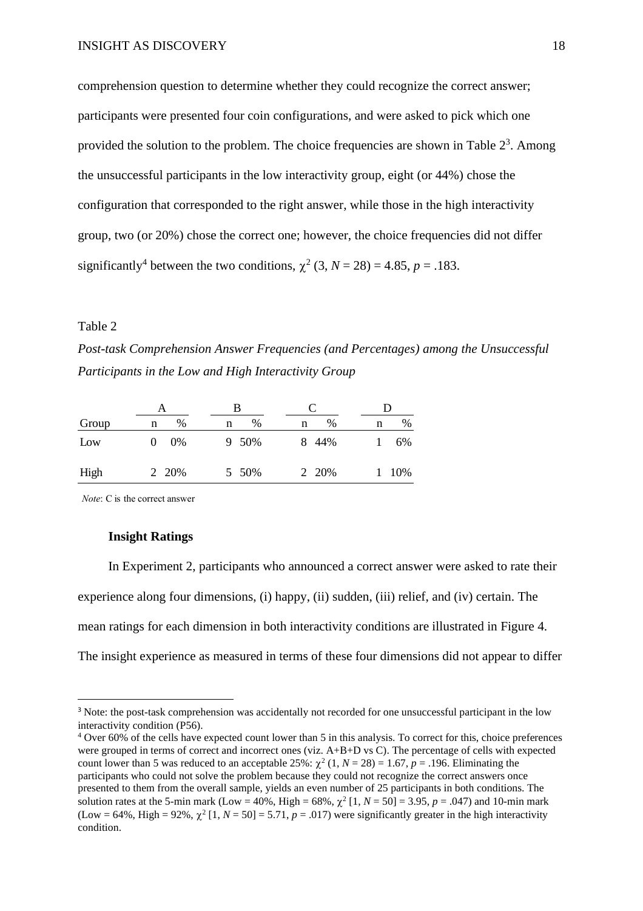comprehension question to determine whether they could recognize the correct answer; participants were presented four coin configurations, and were asked to pick which one provided the solution to the problem. The choice frequencies are shown in Table 2[3]. Among the unsuccessful participants in the low interactivity group, eight (or 44%) chose the configuration that corresponded to the right answer, while those in the high interactivity group, two (or 20%) chose the correct one; however, the choice frequencies did not differ significantly[4] between the two conditions, $\chi^2$ (3, $N$ = 28) = 4.85, $p$ = .183.

Table 2

*Post-task Comprehension Answer Frequencies (and Percentages) among the Unsuccessful Participants in the Low and High Interactivity Group*

| | A | | B | | C | | D | |
|---|---|---|---|---|---|---|---|---|
| Group | n | % | n | % | n | % | n | % |
| Low | 0 | 0% | 9 | 50% | 8 | 44% | 1 | 6% |
| High | 2 | 20% | 5 | 50% | 2 | 20% | 1 | 10% |

*Note*: C is the correct answer

### Insight Ratings

In Experiment 2, participants who announced a correct answer were asked to rate their experience along four dimensions, (i) happy, (ii) sudden, (iii) relief, and (iv) certain. The mean ratings for each dimension in both interactivity conditions are illustrated in Figure 4. The insight experience as measured in terms of these four dimensions did not appear to differ

---

[3] Note: the post-task comprehension was accidentally not recorded for one unsuccessful participant in the low interactivity condition (P56).

[4] Over 60% of the cells have expected count lower than 5 in this analysis. To correct for this, choice preferences were grouped in terms of correct and incorrect ones (viz. A+B+D vs C). The percentage of cells with expected count lower than 5 was reduced to an acceptable 25%: $\chi^2$ (1, $N$ = 28) = 1.67, $p$ = .196. Eliminating the participants who could not solve the problem because they could not recognize the correct answers once presented to them from the overall sample, yields an even number of 25 participants in both conditions. The solution rates at the 5-min mark (Low = 40%, High = 68%, $\chi^2$ [1, $N$ = 50] = 3.95, $p$ = .047) and 10-min mark (Low = 64%, High = 92%, $\chi^2$ [1, $N$ = 50] = 5.71, $p$ = .017) were significantly greater in the high interactivity condition.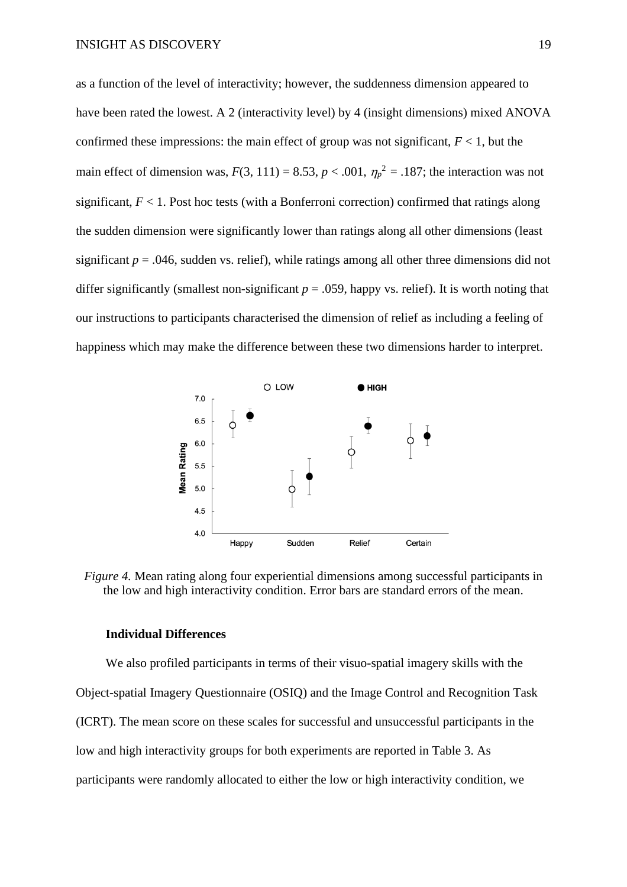as a function of the level of interactivity; however, the suddenness dimension appeared to have been rated the lowest. A 2 (interactivity level) by 4 (insight dimensions) mixed ANOVA confirmed these impressions: the main effect of group was not significant, $F < 1$, but the main effect of dimension was, $F(3, 111) = 8.53$, $p < .001$, $\eta_p^2 = .187$; the interaction was not significant, $F < 1$. Post hoc tests (with a Bonferroni correction) confirmed that ratings along the sudden dimension were significantly lower than ratings along all other dimensions (least significant $p = .046$, sudden vs. relief), while ratings among all other three dimensions did not differ significantly (smallest non-significant $p = .059$, happy vs. relief). It is worth noting that our instructions to participants characterised the dimension of relief as including a feeling of happiness which may make the difference between these two dimensions harder to interpret.

*Figure 4.* Mean rating along four experiential dimensions among successful participants in the low and high interactivity condition. Error bars are standard errors of the mean.

### Individual Differences

We also profiled participants in terms of their visuo-spatial imagery skills with the Object-spatial Imagery Questionnaire (OSIQ) and the Image Control and Recognition Task (ICRT). The mean score on these scales for successful and unsuccessful participants in the low and high interactivity groups for both experiments are reported in Table 3. As participants were randomly allocated to either the low or high interactivity condition, we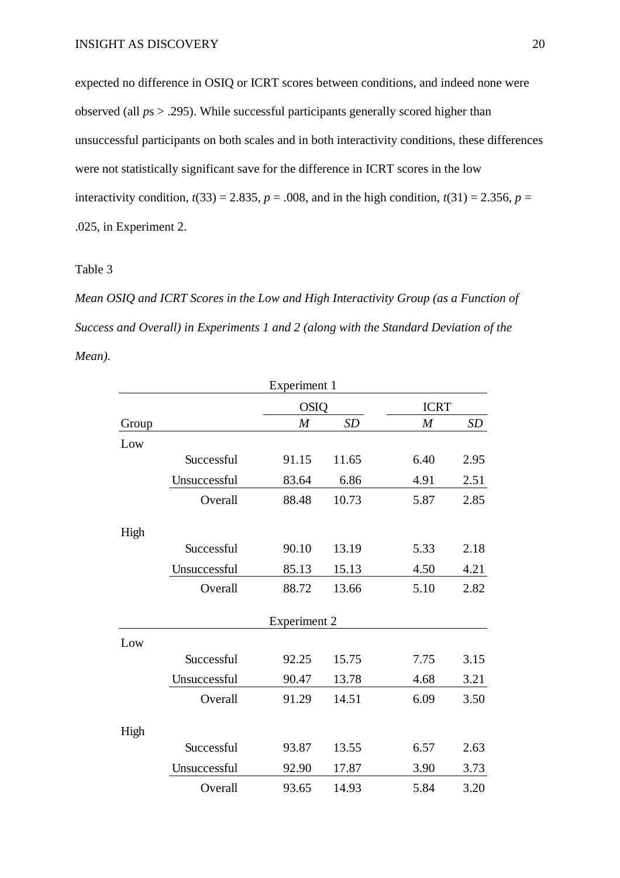expected no difference in OSIQ or ICRT scores between conditions, and indeed none were observed (all *p*s > .295). While successful participants generally scored higher than unsuccessful participants on both scales and in both interactivity conditions, these differences were not statistically significant save for the difference in ICRT scores in the low interactivity condition, $t(33) = 2.835$, $p = .008$, and in the high condition, $t(31) = 2.356$, $p = .025$, in Experiment 2.

Table 3

*Mean OSIQ and ICRT Scores in the Low and High Interactivity Group (as a Function of Success and Overall) in Experiments 1 and 2 (along with the Standard Deviation of the Mean).*

| Group | | OSIQ | | ICRT | |
|---|---|---|---|---|---|
| | | *M* | *SD* | *M* | *SD* |
| **Experiment 1** | | | | | |
| Low | | | | | |
| | Successful | 91.15 | 11.65 | 6.40 | 2.95 |
| | Unsuccessful | 83.64 | 6.86 | 4.91 | 2.51 |
| | Overall | 88.48 | 10.73 | 5.87 | 2.85 |
| High | | | | | |
| | Successful | 90.10 | 13.19 | 5.33 | 2.18 |
| | Unsuccessful | 85.13 | 15.13 | 4.50 | 4.21 |
| | Overall | 88.72 | 13.66 | 5.10 | 2.82 |
| **Experiment 2** | | | | | |
| Low | | | | | |
| | Successful | 92.25 | 15.75 | 7.75 | 3.15 |
| | Unsuccessful | 90.47 | 13.78 | 4.68 | 3.21 |
| | Overall | 91.29 | 14.51 | 6.09 | 3.50 |
| High | | | | | |
| | Successful | 93.87 | 13.55 | 6.57 | 2.63 |
| | Unsuccessful | 92.90 | 17.87 | 3.90 | 3.73 |
| | Overall | 93.65 | 14.93 | 5.84 | 3.20 |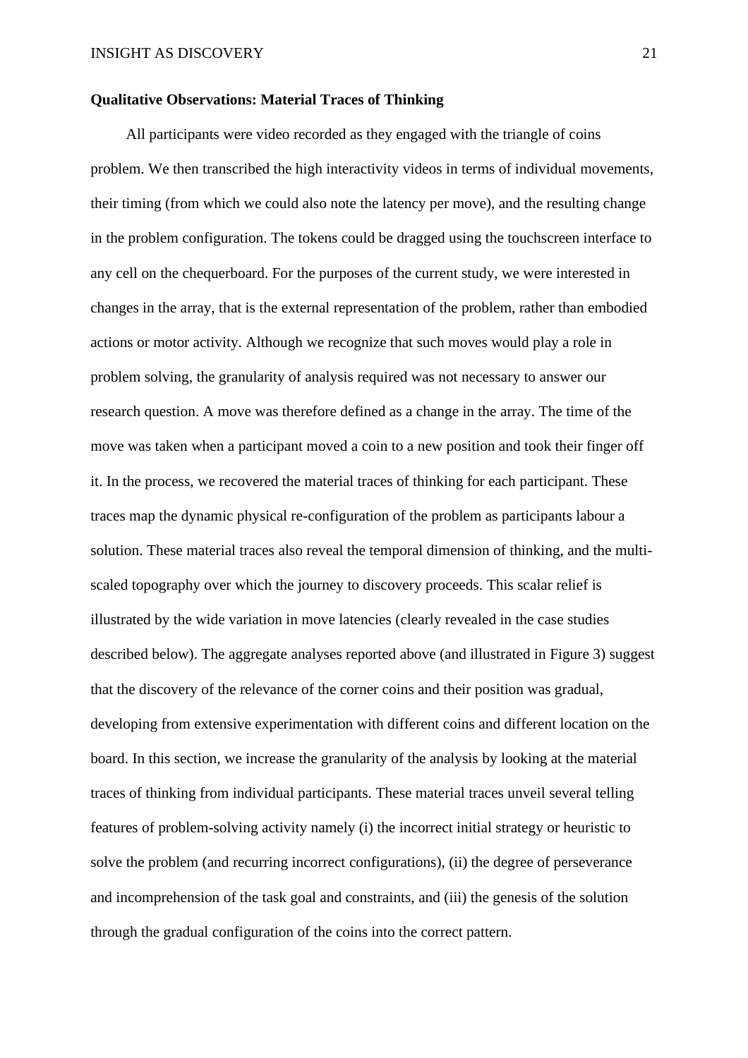**Qualitative Observations: Material Traces of Thinking**

All participants were video recorded as they engaged with the triangle of coins problem. We then transcribed the high interactivity videos in terms of individual movements, their timing (from which we could also note the latency per move), and the resulting change in the problem configuration. The tokens could be dragged using the touchscreen interface to any cell on the chequerboard. For the purposes of the current study, we were interested in changes in the array, that is the external representation of the problem, rather than embodied actions or motor activity. Although we recognize that such moves would play a role in problem solving, the granularity of analysis required was not necessary to answer our research question. A move was therefore defined as a change in the array. The time of the move was taken when a participant moved a coin to a new position and took their finger off it. In the process, we recovered the material traces of thinking for each participant. These traces map the dynamic physical re-configuration of the problem as participants labour a solution. These material traces also reveal the temporal dimension of thinking, and the multi-scaled topography over which the journey to discovery proceeds. This scalar relief is illustrated by the wide variation in move latencies (clearly revealed in the case studies described below). The aggregate analyses reported above (and illustrated in Figure 3) suggest that the discovery of the relevance of the corner coins and their position was gradual, developing from extensive experimentation with different coins and different location on the board. In this section, we increase the granularity of the analysis by looking at the material traces of thinking from individual participants. These material traces unveil several telling features of problem-solving activity namely (i) the incorrect initial strategy or heuristic to solve the problem (and recurring incorrect configurations), (ii) the degree of perseverance and incomprehension of the task goal and constraints, and (iii) the genesis of the solution through the gradual configuration of the coins into the correct pattern.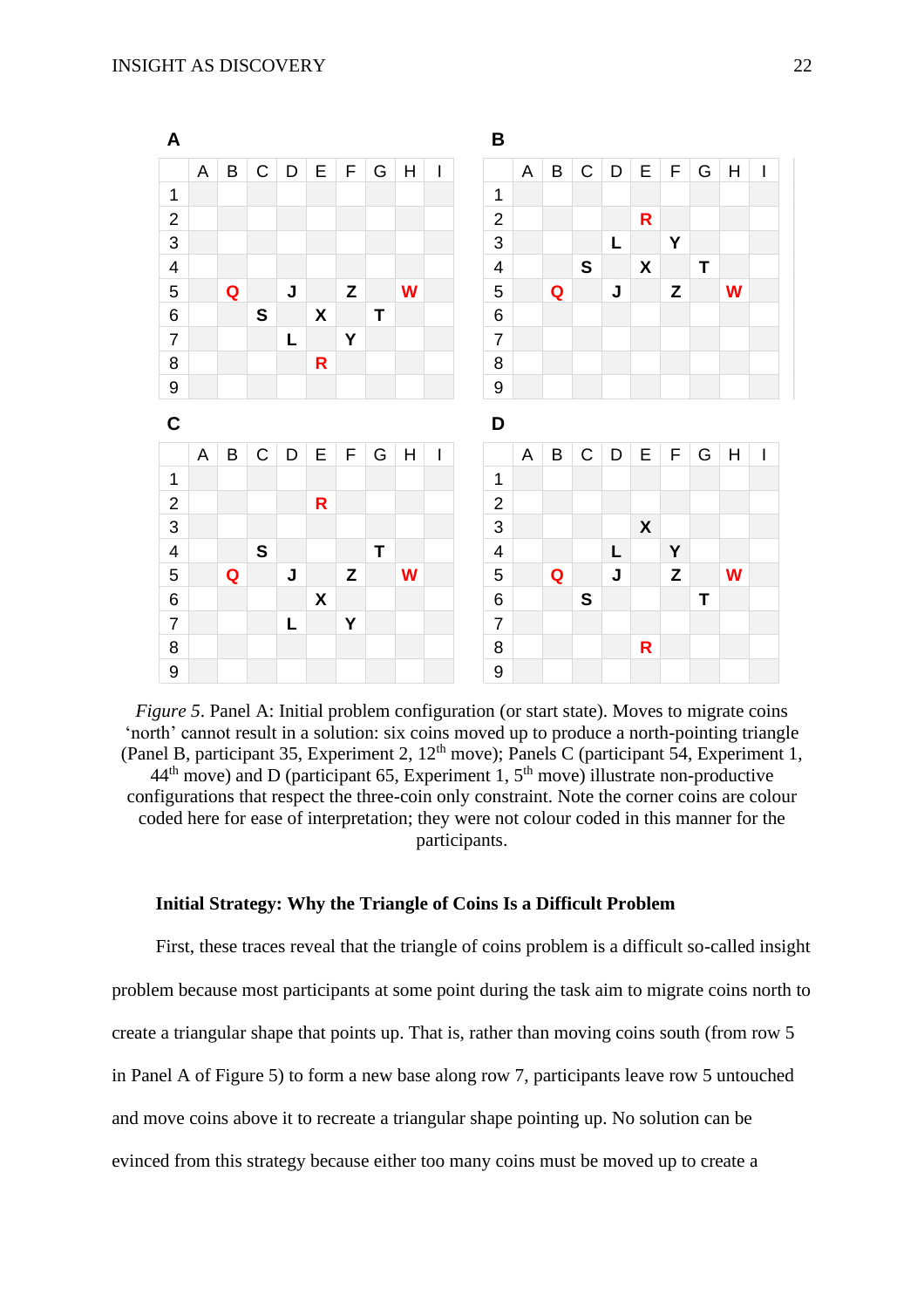**A**

| | A | B | C | D | E | F | G | H | I |
|---|---|---|---|---|---|---|---|---|---|
| 1 | | | | | | | | | |
| 2 | | | | | | | | | |
| 3 | | | | | | | | | |
| 4 | | | | | | | | | |
| 5 | | Q | | J | | Z | | W | |
| 6 | | | S | | X | | T | | |
| 7 | | | | L | | Y | | | |
| 8 | | | | | R | | | | |
| 9 | | | | | | | | | |

**B**

| | A | B | C | D | E | F | G | H | I |
|---|---|---|---|---|---|---|---|---|---|
| 1 | | | | | | | | | |
| 2 | | | | | R | | | | |
| 3 | | | | L | | Y | | | |
| 4 | | | S | | X | | T | | |
| 5 | | Q | | J | | Z | | W | |
| 6 | | | | | | | | | |
| 7 | | | | | | | | | |
| 8 | | | | | | | | | |
| 9 | | | | | | | | | |

**C**

| | A | B | C | D | E | F | G | H | I |
|---|---|---|---|---|---|---|---|---|---|
| 1 | | | | | | | | | |
| 2 | | | | | R | | | | |
| 3 | | | | | | | | | |
| 4 | | | S | | | | T | | |
| 5 | | Q | | J | | Z | | W | |
| 6 | | | | | X | | | | |
| 7 | | | | L | | Y | | | |
| 8 | | | | | | | | | |
| 9 | | | | | | | | | |

**D**

| | A | B | C | D | E | F | G | H | I |
|---|---|---|---|---|---|---|---|---|---|
| 1 | | | | | | | | | |
| 2 | | | | | | | | | |
| 3 | | | | | X | | | | |
| 4 | | | | L | | Y | | | |
| 5 | | Q | | J | | Z | | W | |
| 6 | | | S | | | | T | | |
| 7 | | | | | | | | | |
| 8 | | | | | R | | | | |
| 9 | | | | | | | | | |

*Figure 5*. Panel A: Initial problem configuration (or start state). Moves to migrate coins 'north' cannot result in a solution: six coins moved up to produce a north-pointing triangle (Panel B, participant 35, Experiment 2, $12^{th}$ move); Panels C (participant 54, Experiment 1, $44^{th}$ move) and D (participant 65, Experiment 1, $5^{th}$ move) illustrate non-productive configurations that respect the three-coin only constraint. Note the corner coins are colour coded here for ease of interpretation; they were not colour coded in this manner for the participants.

### Initial Strategy: Why the Triangle of Coins Is a Difficult Problem

First, these traces reveal that the triangle of coins problem is a difficult so-called insight problem because most participants at some point during the task aim to migrate coins north to create a triangular shape that points up. That is, rather than moving coins south (from row 5 in Panel A of Figure 5) to form a new base along row 7, participants leave row 5 untouched and move coins above it to recreate a triangular shape pointing up. No solution can be evinced from this strategy because either too many coins must be moved up to create a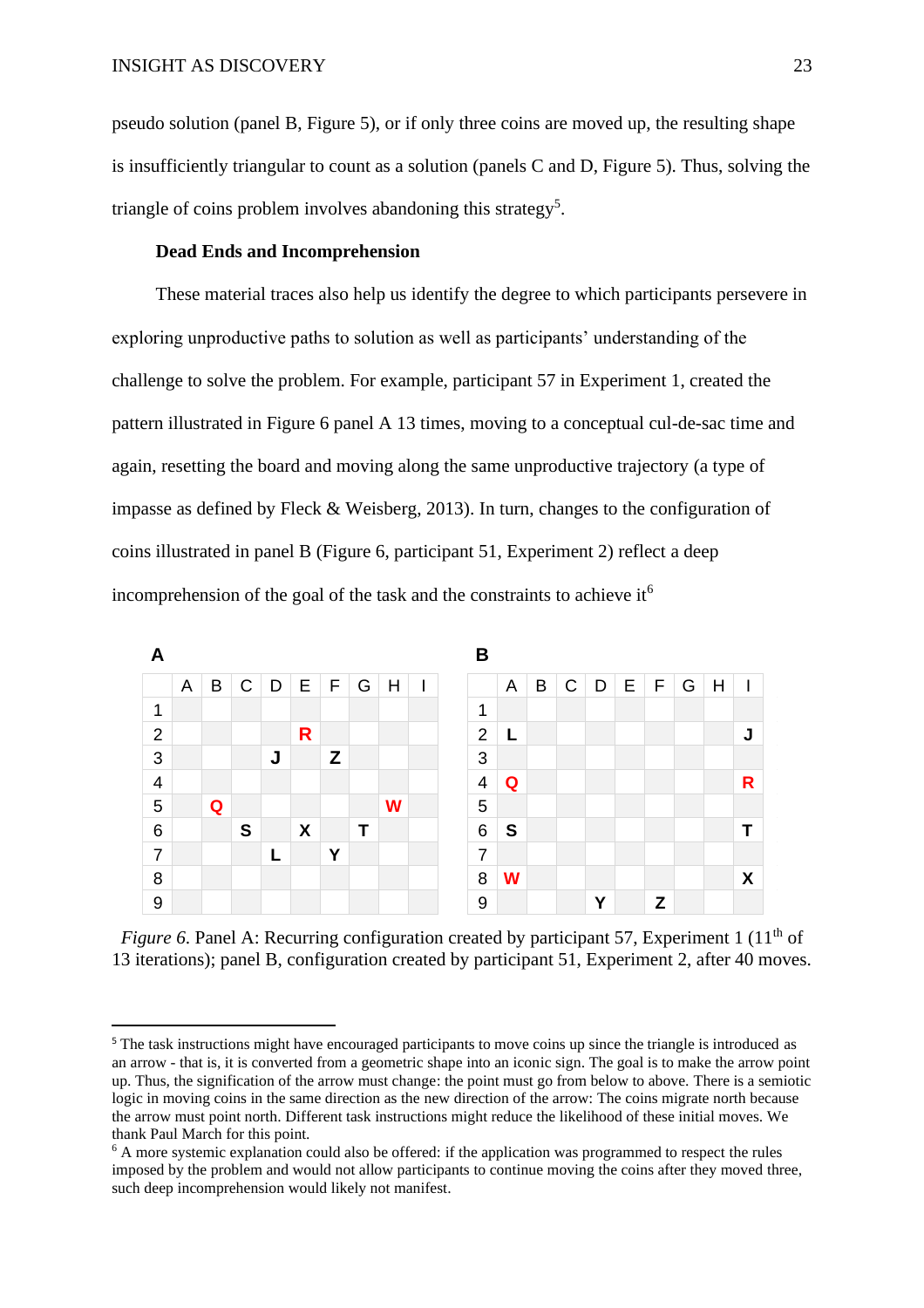pseudo solution (panel B, Figure 5), or if only three coins are moved up, the resulting shape is insufficiently triangular to count as a solution (panels C and D, Figure 5). Thus, solving the triangle of coins problem involves abandoning this strategy[5].

### Dead Ends and Incomprehension

These material traces also help us identify the degree to which participants persevere in exploring unproductive paths to solution as well as participants' understanding of the challenge to solve the problem. For example, participant 57 in Experiment 1, created the pattern illustrated in Figure 6 panel A 13 times, moving to a conceptual cul-de-sac time and again, resetting the board and moving along the same unproductive trajectory (a type of impasse as defined by Fleck & Weisberg, 2013). In turn, changes to the configuration of coins illustrated in panel B (Figure 6, participant 51, Experiment 2) reflect a deep incomprehension of the goal of the task and the constraints to achieve it[6]

**A**

| | A | B | C | D | E | F | G | H | I |
|---|---|---|---|---|---|---|---|---|---|
| 1 | | | | | | | | | |
| 2 | | | | | R | | | | |
| 3 | | | | J | | Z | | | |
| 4 | | | | | | | | | |
| 5 | | Q | | | | | | W | |
| 6 | | | S | | X | | T | | |
| 7 | | | | L | | Y | | | |
| 8 | | | | | | | | | |
| 9 | | | | | | | | | |

**B**

| | A | B | C | D | E | F | G | H | I |
|---|---|---|---|---|---|---|---|---|---|
| 1 | | | | | | | | | |
| 2 | L | | | | | | | | J |
| 3 | | | | | | | | | |
| 4 | Q | | | | | | | | R |
| 5 | | | | | | | | | |
| 6 | S | | | | | | | | T |
| 7 | | | | | | | | | |
| 8 | W | | | | | | | | X |
| 9 | | | | Y | | Z | | | |

*Figure 6.* Panel A: Recurring configuration created by participant 57, Experiment 1 (11th of 13 iterations); panel B, configuration created by participant 51, Experiment 2, after 40 moves.

---

[5] The task instructions might have encouraged participants to move coins up since the triangle is introduced as an arrow - that is, it is converted from a geometric shape into an iconic sign. The goal is to make the arrow point up. Thus, the signification of the arrow must change: the point must go from below to above. There is a semiotic logic in moving coins in the same direction as the new direction of the arrow: The coins migrate north because the arrow must point north. Different task instructions might reduce the likelihood of these initial moves. We thank Paul March for this point.

[6] A more systemic explanation could also be offered: if the application was programmed to respect the rules imposed by the problem and would not allow participants to continue moving the coins after they moved three, such deep incomprehension would likely not manifest.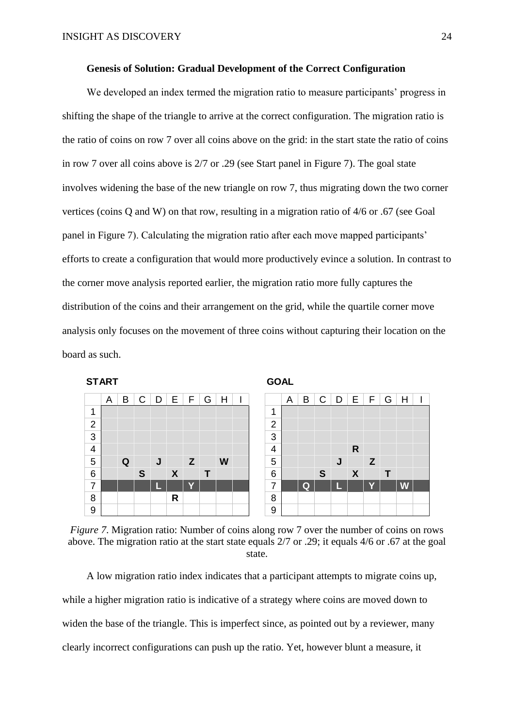**Genesis of Solution: Gradual Development of the Correct Configuration**

We developed an index termed the migration ratio to measure participants' progress in shifting the shape of the triangle to arrive at the correct configuration. The migration ratio is the ratio of coins on row 7 over all coins above on the grid: in the start state the ratio of coins in row 7 over all coins above is 2/7 or .29 (see Start panel in Figure 7). The goal state involves widening the base of the new triangle on row 7, thus migrating down the two corner vertices (coins Q and W) on that row, resulting in a migration ratio of 4/6 or .67 (see Goal panel in Figure 7). Calculating the migration ratio after each move mapped participants' efforts to create a configuration that would more productively evince a solution. In contrast to the corner move analysis reported earlier, the migration ratio more fully captures the distribution of the coins and their arrangement on the grid, while the quartile corner move analysis only focuses on the movement of three coins without capturing their location on the board as such.

**START**

| | A | B | C | D | E | F | G | H | I |
|---|---|---|---|---|---|---|---|---|---|
| 1 | | | | | | | | | |
| 2 | | | | | | | | | |
| 3 | | | | | | | | | |
| 4 | | | | | | | | | |
| 5 | | Q | | J | | Z | | W | |
| 6 | | | S | | X | | T | | |
| 7 | | | | L | | Y | | | |
| 8 | | | | | R | | | | |
| 9 | | | | | | | | | |

**GOAL**

| | A | B | C | D | E | F | G | H | I |
|---|---|---|---|---|---|---|---|---|---|
| 1 | | | | | | | | | |
| 2 | | | | | | | | | |
| 3 | | | | | | | | | |
| 4 | | | | | R | | | | |
| 5 | | | | J | | Z | | | |
| 6 | | | S | | X | | T | | |
| 7 | | Q | | L | | Y | | W | |
| 8 | | | | | | | | | |
| 9 | | | | | | | | | |

*Figure 7*. Migration ratio: Number of coins along row 7 over the number of coins on rows above. The migration ratio at the start state equals 2/7 or .29; it equals 4/6 or .67 at the goal state.

A low migration ratio index indicates that a participant attempts to migrate coins up, while a higher migration ratio is indicative of a strategy where coins are moved down to widen the base of the triangle. This is imperfect since, as pointed out by a reviewer, many clearly incorrect configurations can push up the ratio. Yet, however blunt a measure, it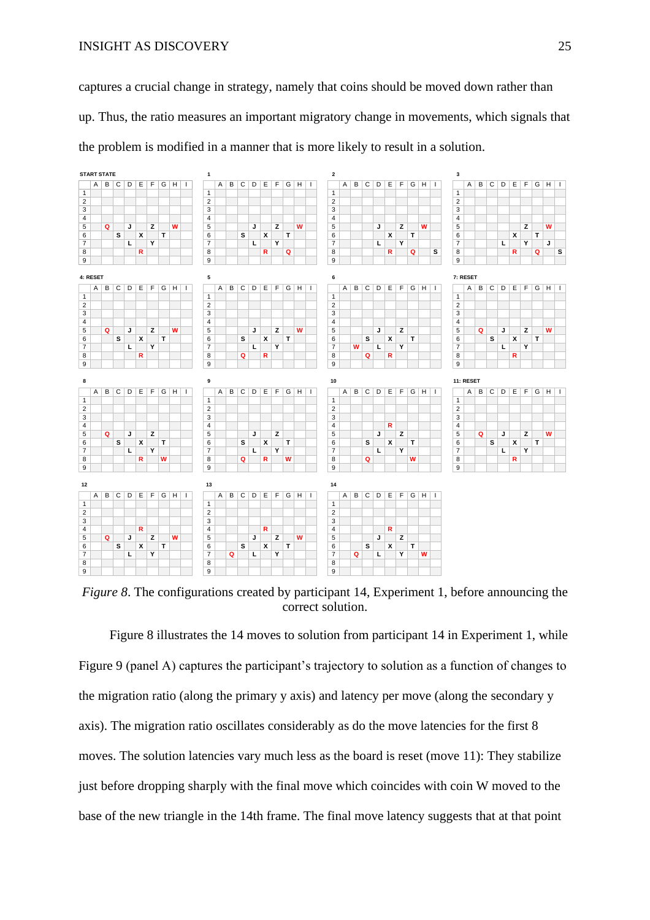captures a crucial change in strategy, namely that coins should be moved down rather than up. Thus, the ratio measures an important migratory change in movements, which signals that the problem is modified in a manner that is more likely to result in a solution.

**START STATE**

| | A | B | C | D | E | F | G | H | I |
|---|---|---|---|---|---|---|---|---|---|
| 1 | | | | | | | | | |
| 2 | | | | | | | | | |
| 3 | | | | | | | | | |
| 4 | | | | | | | | | |
| 5 | | Q | | J | | Z | | W | |
| 6 | | | S | | X | | T | | |
| 7 | | | | L | | Y | | | |
| 8 | | | | | R | | | | |
| 9 | | | | | | | | | |

**1**

| | A | B | C | D | E | F | G | H | I |
|---|---|---|---|---|---|---|---|---|---|
| 1 | | | | | | | | | |
| 2 | | | | | | | | | |
| 3 | | | | | | | | | |
| 4 | | | | | | | | | |
| 5 | | | | J | | Z | | W | |
| 6 | | | S | | X | | T | | |
| 7 | | | | L | | Y | | | |
| 8 | | | | | R | | Q | | |
| 9 | | | | | | | | | |

**2**

| | A | B | C | D | E | F | G | H | I |
|---|---|---|---|---|---|---|---|---|---|
| 1 | | | | | | | | | |
| 2 | | | | | | | | | |
| 3 | | | | | | | | | |
| 4 | | | | | | | | | |
| 5 | | | | J | | Z | | W | |
| 6 | | | | | X | | T | | |
| 7 | | | | L | | Y | | | |
| 8 | | | | | R | | Q | | S |
| 9 | | | | | | | | | |

**3**

| | A | B | C | D | E | F | G | H | I |
|---|---|---|---|---|---|---|---|---|---|
| 1 | | | | | | | | | |
| 2 | | | | | | | | | |
| 3 | | | | | | | | | |
| 4 | | | | | | | | | |
| 5 | | | | | | Z | | W | |
| 6 | | | | | X | | T | | |
| 7 | | | | L | | Y | | J | |
| 8 | | | | | R | | Q | | S |
| 9 | | | | | | | | | |

**4: RESET**

| | A | B | C | D | E | F | G | H | I |
|---|---|---|---|---|---|---|---|---|---|
| 1 | | | | | | | | | |
| 2 | | | | | | | | | |
| 3 | | | | | | | | | |
| 4 | | | | | | | | | |
| 5 | | Q | | J | | Z | | W | |
| 6 | | | S | | X | | T | | |
| 7 | | | | L | | Y | | | |
| 8 | | | | | R | | | | |
| 9 | | | | | | | | | |

**5**

| | A | B | C | D | E | F | G | H | I |
|---|---|---|---|---|---|---|---|---|---|
| 1 | | | | | | | | | |
| 2 | | | | | | | | | |
| 3 | | | | | | | | | |
| 4 | | | | | | | | | |
| 5 | | | | J | | Z | | W | |
| 6 | | | S | | X | | T | | |
| 7 | | | | L | | Y | | | |
| 8 | | | Q | | R | | | | |
| 9 | | | | | | | | | |

**6**

| | A | B | C | D | E | F | G | H | I |
|---|---|---|---|---|---|---|---|---|---|
| 1 | | | | | | | | | |
| 2 | | | | | | | | | |
| 3 | | | | | | | | | |
| 4 | | | | | | | | | |
| 5 | | | | J | | Z | | | |
| 6 | | | S | | X | | T | | |
| 7 | | W | | L | | Y | | | |
| 8 | | | Q | | R | | | | |
| 9 | | | | | | | | | |

**7: RESET**

| | A | B | C | D | E | F | G | H | I |
|---|---|---|---|---|---|---|---|---|---|
| 1 | | | | | | | | | |
| 2 | | | | | | | | | |
| 3 | | | | | | | | | |
| 4 | | | | | | | | | |
| 5 | | Q | | J | | Z | | W | |
| 6 | | | S | | X | | T | | |
| 7 | | | | L | | Y | | | |
| 8 | | | | | R | | | | |
| 9 | | | | | | | | | |

**8**

| | A | B | C | D | E | F | G | H | I |
|---|---|---|---|---|---|---|---|---|---|
| 1 | | | | | | | | | |
| 2 | | | | | | | | | |
| 3 | | | | | | | | | |
| 4 | | | | | | | | | |
| 5 | | Q | | J | | Z | | | |
| 6 | | | S | | X | | T | | |
| 7 | | | | L | | Y | | | |
| 8 | | | | | R | | W | | |
| 9 | | | | | | | | | |

**9**

| | A | B | C | D | E | F | G | H | I |
|---|---|---|---|---|---|---|---|---|---|
| 1 | | | | | | | | | |
| 2 | | | | | | | | | |
| 3 | | | | | | | | | |
| 4 | | | | | | | | | |
| 5 | | | | J | | Z | | | |
| 6 | | | S | | X | | T | | |
| 7 | | | | L | | Y | | | |
| 8 | | | Q | | R | | W | | |
| 9 | | | | | | | | | |

**10**

| | A | B | C | D | E | F | G | H | I |
|---|---|---|---|---|---|---|---|---|---|
| 1 | | | | | | | | | |
| 2 | | | | | | | | | |
| 3 | | | | | | | | | |
| 4 | | | | | R | | | | |
| 5 | | | | J | | Z | | | |
| 6 | | | S | | X | | T | | |
| 7 | | | | L | | Y | | | |
| 8 | | | Q | | | | W | | |
| 9 | | | | | | | | | |

**11: RESET**

| | A | B | C | D | E | F | G | H | I |
|---|---|---|---|---|---|---|---|---|---|
| 1 | | | | | | | | | |
| 2 | | | | | | | | | |
| 3 | | | | | | | | | |
| 4 | | | | | | | | | |
| 5 | | Q | | J | | Z | | W | |
| 6 | | | S | | X | | T | | |
| 7 | | | | L | | Y | | | |
| 8 | | | | | R | | | | |
| 9 | | | | | | | | | |

**12**

| | A | B | C | D | E | F | G | H | I |
|---|---|---|---|---|---|---|---|---|---|
| 1 | | | | | | | | | |
| 2 | | | | | | | | | |
| 3 | | | | | | | | | |
| 4 | | | | | R | | | | |
| 5 | | Q | | J | | Z | | W | |
| 6 | | | S | | X | | T | | |
| 7 | | | | L | | Y | | | |
| 8 | | | | | | | | | |
| 9 | | | | | | | | | |

**13**

| | A | B | C | D | E | F | G | H | I |
|---|---|---|---|---|---|---|---|---|---|
| 1 | | | | | | | | | |
| 2 | | | | | | | | | |
| 3 | | | | | | | | | |
| 4 | | | | | R | | | | |
| 5 | | | | J | | Z | | W | |
| 6 | | | S | | X | | T | | |
| 7 | | Q | | L | | Y | | | |
| 8 | | | | | | | | | |
| 9 | | | | | | | | | |

**14**

| | A | B | C | D | E | F | G | H | I |
|---|---|---|---|---|---|---|---|---|---|
| 1 | | | | | | | | | |
| 2 | | | | | | | | | |
| 3 | | | | | | | | | |
| 4 | | | | | R | | | | |
| 5 | | | | J | | Z | | | |
| 6 | | | S | | X | | T | | |
| 7 | | Q | | L | | Y | | W | |
| 8 | | | | | | | | | |
| 9 | | | | | | | | | |

*Figure 8*. The configurations created by participant 14, Experiment 1, before announcing the correct solution.

Figure 8 illustrates the 14 moves to solution from participant 14 in Experiment 1, while Figure 9 (panel A) captures the participant's trajectory to solution as a function of changes to the migration ratio (along the primary y axis) and latency per move (along the secondary y axis). The migration ratio oscillates considerably as do the move latencies for the first 8 moves. The solution latencies vary much less as the board is reset (move 11): They stabilize just before dropping sharply with the final move which coincides with coin W moved to the base of the new triangle in the 14th frame. The final move latency suggests that at that point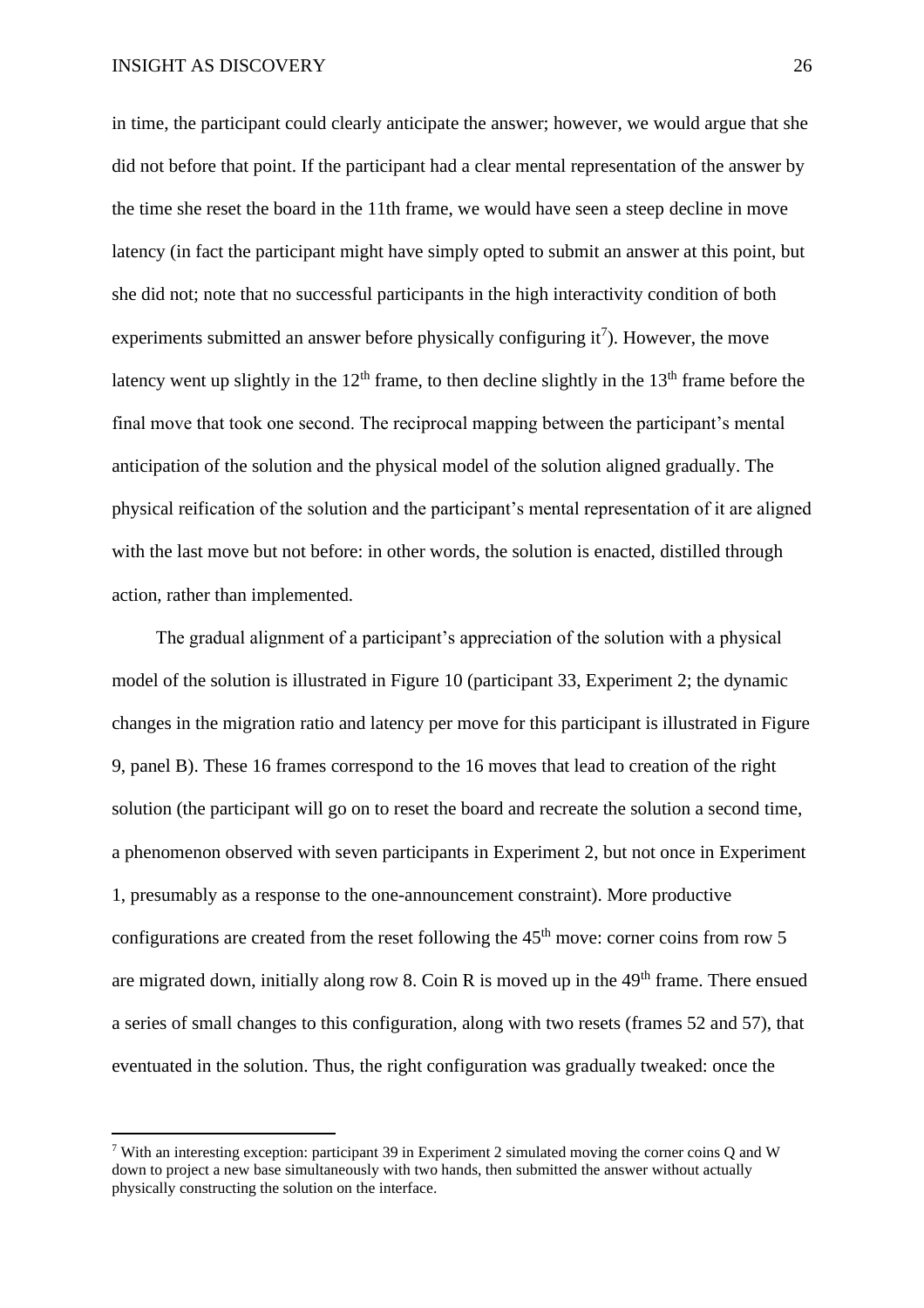in time, the participant could clearly anticipate the answer; however, we would argue that she did not before that point. If the participant had a clear mental representation of the answer by the time she reset the board in the 11th frame, we would have seen a steep decline in move latency (in fact the participant might have simply opted to submit an answer at this point, but she did not; note that no successful participants in the high interactivity condition of both experiments submitted an answer before physically configuring it[7]). However, the move latency went up slightly in the 12th frame, to then decline slightly in the 13th frame before the final move that took one second. The reciprocal mapping between the participant's mental anticipation of the solution and the physical model of the solution aligned gradually. The physical reification of the solution and the participant's mental representation of it are aligned with the last move but not before: in other words, the solution is enacted, distilled through action, rather than implemented.

The gradual alignment of a participant's appreciation of the solution with a physical model of the solution is illustrated in Figure 10 (participant 33, Experiment 2; the dynamic changes in the migration ratio and latency per move for this participant is illustrated in Figure 9, panel B). These 16 frames correspond to the 16 moves that lead to creation of the right solution (the participant will go on to reset the board and recreate the solution a second time, a phenomenon observed with seven participants in Experiment 2, but not once in Experiment 1, presumably as a response to the one-announcement constraint). More productive configurations are created from the reset following the 45th move: corner coins from row 5 are migrated down, initially along row 8. Coin R is moved up in the 49th frame. There ensued a series of small changes to this configuration, along with two resets (frames 52 and 57), that eventuated in the solution. Thus, the right configuration was gradually tweaked: once the

[7] With an interesting exception: participant 39 in Experiment 2 simulated moving the corner coins Q and W down to project a new base simultaneously with two hands, then submitted the answer without actually physically constructing the solution on the interface.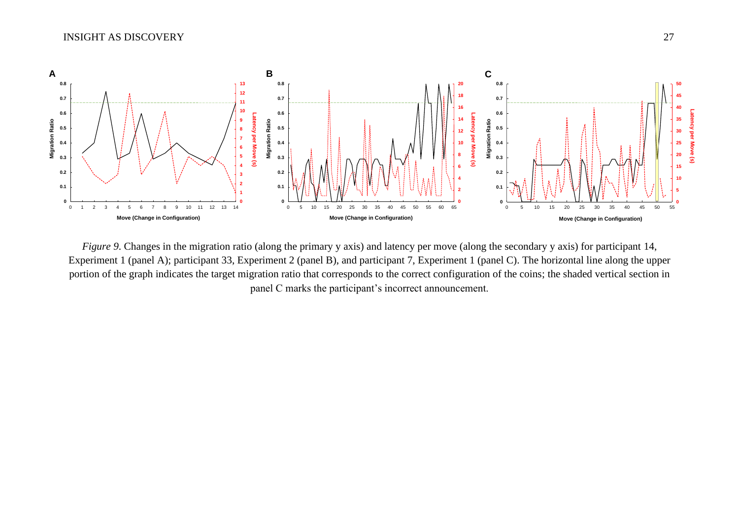*Figure 9*. Changes in the migration ratio (along the primary y axis) and latency per move (along the secondary y axis) for participant 14, Experiment 1 (panel A); participant 33, Experiment 2 (panel B), and participant 7, Experiment 1 (panel C). The horizontal line along the upper portion of the graph indicates the target migration ratio that corresponds to the correct configuration of the coins; the shaded vertical section in panel C marks the participant's incorrect announcement.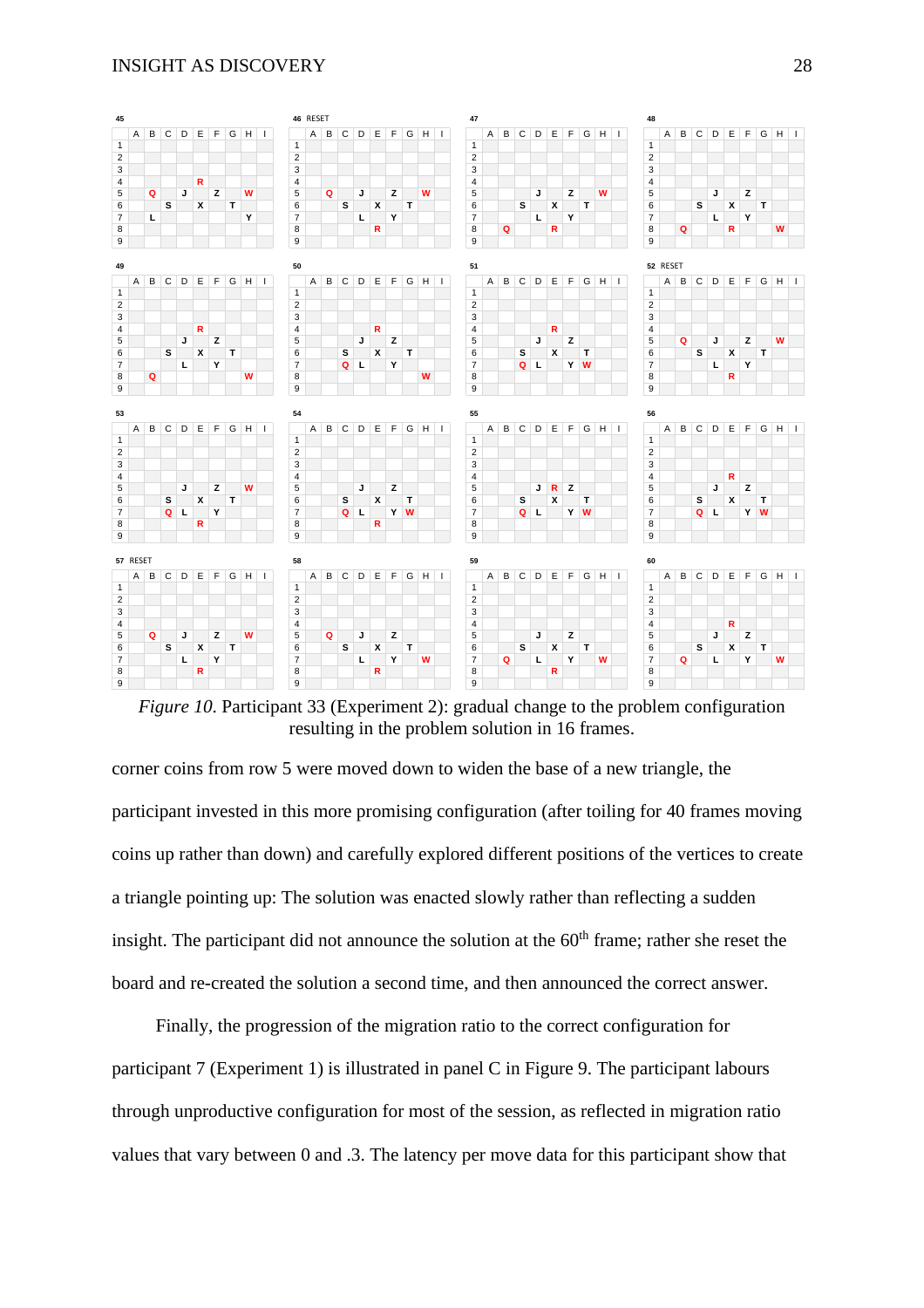*Figure 10.* Participant 33 (Experiment 2): gradual change to the problem configuration resulting in the problem solution in 16 frames.

corner coins from row 5 were moved down to widen the base of a new triangle, the participant invested in this more promising configuration (after toiling for 40 frames moving coins up rather than down) and carefully explored different positions of the vertices to create a triangle pointing up: The solution was enacted slowly rather than reflecting a sudden insight. The participant did not announce the solution at the 60th frame; rather she reset the board and re-created the solution a second time, and then announced the correct answer.

Finally, the progression of the migration ratio to the correct configuration for participant 7 (Experiment 1) is illustrated in panel C in Figure 9. The participant labours through unproductive configuration for most of the session, as reflected in migration ratio values that vary between 0 and .3. The latency per move data for this participant show that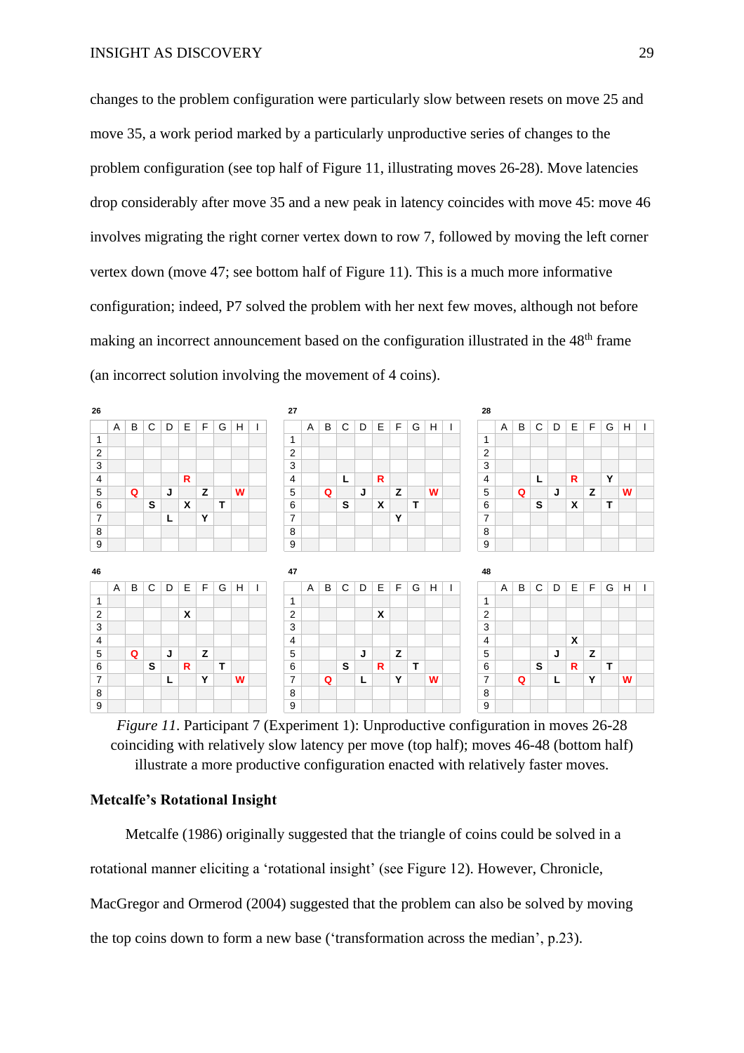changes to the problem configuration were particularly slow between resets on move 25 and move 35, a work period marked by a particularly unproductive series of changes to the problem configuration (see top half of Figure 11, illustrating moves 26-28). Move latencies drop considerably after move 35 and a new peak in latency coincides with move 45: move 46 involves migrating the right corner vertex down to row 7, followed by moving the left corner vertex down (move 47; see bottom half of Figure 11). This is a much more informative configuration; indeed, P7 solved the problem with her next few moves, although not before making an incorrect announcement based on the configuration illustrated in the 48th frame (an incorrect solution involving the movement of 4 coins).

**26**

| | A | B | C | D | E | F | G | H | I |
|---|---|---|---|---|---|---|---|---|---|
| 1 | | | | | | | | | |
| 2 | | | | | | | | | |
| 3 | | | | | | | | | |
| 4 | | | | | R | | | | |
| 5 | | Q | | J | | Z | | W | |
| 6 | | | S | | X | | T | | |
| 7 | | | | L | | Y | | | |
| 8 | | | | | | | | | |
| 9 | | | | | | | | | |

**27**

| | A | B | C | D | E | F | G | H | I |
|---|---|---|---|---|---|---|---|---|---|
| 1 | | | | | | | | | |
| 2 | | | | | | | | | |
| 3 | | | | | | | | | |
| 4 | | | L | | R | | | | |
| 5 | | Q | | J | | Z | | W | |
| 6 | | | S | | X | | T | | |
| 7 | | | | | | Y | | | |
| 8 | | | | | | | | | |
| 9 | | | | | | | | | |

**28**

| | A | B | C | D | E | F | G | H | I |
|---|---|---|---|---|---|---|---|---|---|
| 1 | | | | | | | | | |
| 2 | | | | | | | | | |
| 3 | | | | | | | | | |
| 4 | | | L | | R | | Y | | |
| 5 | | Q | | J | | Z | | W | |
| 6 | | | S | | X | | T | | |
| 7 | | | | | | | | | |
| 8 | | | | | | | | | |
| 9 | | | | | | | | | |

**46**

| | A | B | C | D | E | F | G | H | I |
|---|---|---|---|---|---|---|---|---|---|
| 1 | | | | | | | | | |
| 2 | | | | | X | | | | |
| 3 | | | | | | | | | |
| 4 | | | | | | | | | |
| 5 | | Q | | J | | Z | | | |
| 6 | | | S | | R | | T | | |
| 7 | | | | L | | Y | | W | |
| 8 | | | | | | | | | |
| 9 | | | | | | | | | |

**47**

| | A | B | C | D | E | F | G | H | I |
|---|---|---|---|---|---|---|---|---|---|
| 1 | | | | | | | | | |
| 2 | | | | | X | | | | |
| 3 | | | | | | | | | |
| 4 | | | | | | | | | |
| 5 | | | | J | | Z | | | |
| 6 | | | S | | R | | T | | |
| 7 | | Q | | L | | Y | | W | |
| 8 | | | | | | | | | |
| 9 | | | | | | | | | |

**48**

| | A | B | C | D | E | F | G | H | I |
|---|---|---|---|---|---|---|---|---|---|
| 1 | | | | | | | | | |
| 2 | | | | | | | | | |
| 3 | | | | | | | | | |
| 4 | | | | | X | | | | |
| 5 | | | | J | | Z | | | |
| 6 | | | S | | R | | T | | |
| 7 | | Q | | L | | Y | | W | |
| 8 | | | | | | | | | |
| 9 | | | | | | | | | |

*Figure 11.* Participant 7 (Experiment 1): Unproductive configuration in moves 26-28 coinciding with relatively slow latency per move (top half); moves 46-48 (bottom half) illustrate a more productive configuration enacted with relatively faster moves.

**Metcalfe's Rotational Insight**

Metcalfe (1986) originally suggested that the triangle of coins could be solved in a rotational manner eliciting a 'rotational insight' (see Figure 12). However, Chronicle, MacGregor and Ormerod (2004) suggested that the problem can also be solved by moving the top coins down to form a new base ('transformation across the median', p.23).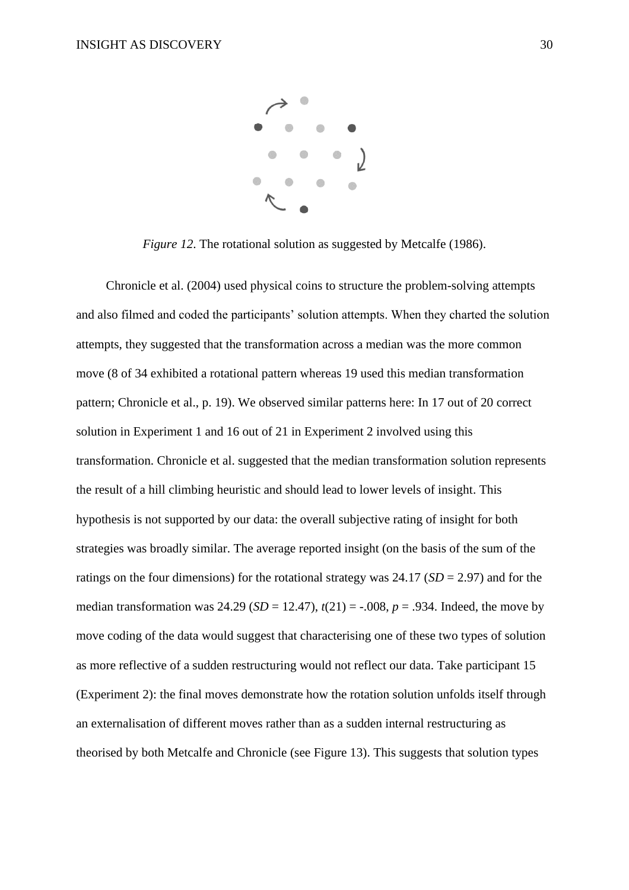*Figure 12*. The rotational solution as suggested by Metcalfe (1986).

Chronicle et al. (2004) used physical coins to structure the problem-solving attempts and also filmed and coded the participants' solution attempts. When they charted the solution attempts, they suggested that the transformation across a median was the more common move (8 of 34 exhibited a rotational pattern whereas 19 used this median transformation pattern; Chronicle et al., p. 19). We observed similar patterns here: In 17 out of 20 correct solution in Experiment 1 and 16 out of 21 in Experiment 2 involved using this transformation. Chronicle et al. suggested that the median transformation solution represents the result of a hill climbing heuristic and should lead to lower levels of insight. This hypothesis is not supported by our data: the overall subjective rating of insight for both strategies was broadly similar. The average reported insight (on the basis of the sum of the ratings on the four dimensions) for the rotational strategy was 24.17 ($SD$ = 2.97) and for the median transformation was 24.29 ($SD$ = 12.47), $t(21) = -.008$, $p = .934$. Indeed, the move by move coding of the data would suggest that characterising one of these two types of solution as more reflective of a sudden restructuring would not reflect our data. Take participant 15 (Experiment 2): the final moves demonstrate how the rotation solution unfolds itself through an externalisation of different moves rather than as a sudden internal restructuring as theorised by both Metcalfe and Chronicle (see Figure 13). This suggests that solution types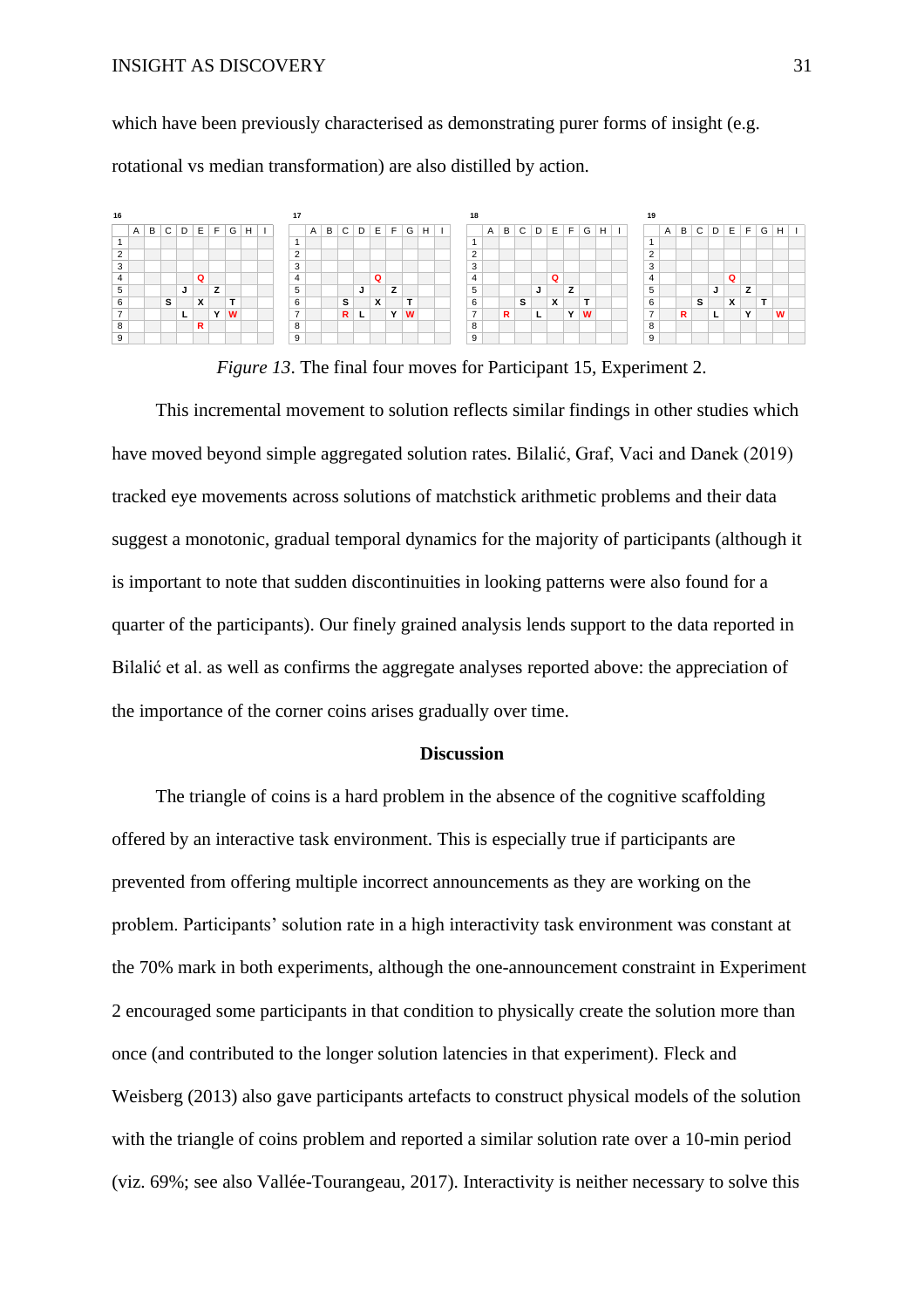which have been previously characterised as demonstrating purer forms of insight (e.g. rotational vs median transformation) are also distilled by action.

**16**

| | A | B | C | D | E | F | G | H | I |
|---|---|---|---|---|---|---|---|---|---|
| 1 | | | | | | | | | |
| 2 | | | | | | | | | |
| 3 | | | | | | | | | |
| 4 | | | | | Q | | | | |
| 5 | | | | J | | Z | | | |
| 6 | | | S | | X | | T | | |
| 7 | | | | L | | Y | W | | |
| 8 | | | | | R | | | | |
| 9 | | | | | | | | | |

**17**

| | A | B | C | D | E | F | G | H | I |
|---|---|---|---|---|---|---|---|---|---|
| 1 | | | | | | | | | |
| 2 | | | | | | | | | |
| 3 | | | | | | | | | |
| 4 | | | | | Q | | | | |
| 5 | | | | J | | Z | | | |
| 6 | | | S | | X | | T | | |
| 7 | | | R | L | | Y | W | | |
| 8 | | | | | | | | | |
| 9 | | | | | | | | | |

**18**

| | A | B | C | D | E | F | G | H | I |
|---|---|---|---|---|---|---|---|---|---|
| 1 | | | | | | | | | |
| 2 | | | | | | | | | |
| 3 | | | | | | | | | |
| 4 | | | | | Q | | | | |
| 5 | | | | J | | Z | | | |
| 6 | | | S | | X | | T | | |
| 7 | | R | | L | | Y | W | | |
| 8 | | | | | | | | | |
| 9 | | | | | | | | | |

**19**

| | A | B | C | D | E | F | G | H | I |
|---|---|---|---|---|---|---|---|---|---|
| 1 | | | | | | | | | |
| 2 | | | | | | | | | |
| 3 | | | | | | | | | |
| 4 | | | | | Q | | | | |
| 5 | | | | J | | Z | | | |
| 6 | | | S | | X | | T | | |
| 7 | | R | | L | | Y | | W | |
| 8 | | | | | | | | | |
| 9 | | | | | | | | | |

*Figure 13*. The final four moves for Participant 15, Experiment 2.

This incremental movement to solution reflects similar findings in other studies which have moved beyond simple aggregated solution rates. Bilalić, Graf, Vaci and Danek (2019) tracked eye movements across solutions of matchstick arithmetic problems and their data suggest a monotonic, gradual temporal dynamics for the majority of participants (although it is important to note that sudden discontinuities in looking patterns were also found for a quarter of the participants). Our finely grained analysis lends support to the data reported in Bilalić et al. as well as confirms the aggregate analyses reported above: the appreciation of the importance of the corner coins arises gradually over time.

## Discussion

The triangle of coins is a hard problem in the absence of the cognitive scaffolding offered by an interactive task environment. This is especially true if participants are prevented from offering multiple incorrect announcements as they are working on the problem. Participants' solution rate in a high interactivity task environment was constant at the 70% mark in both experiments, although the one-announcement constraint in Experiment 2 encouraged some participants in that condition to physically create the solution more than once (and contributed to the longer solution latencies in that experiment). Fleck and Weisberg (2013) also gave participants artefacts to construct physical models of the solution with the triangle of coins problem and reported a similar solution rate over a 10-min period (viz. 69%; see also Vallée-Tourangeau, 2017). Interactivity is neither necessary to solve this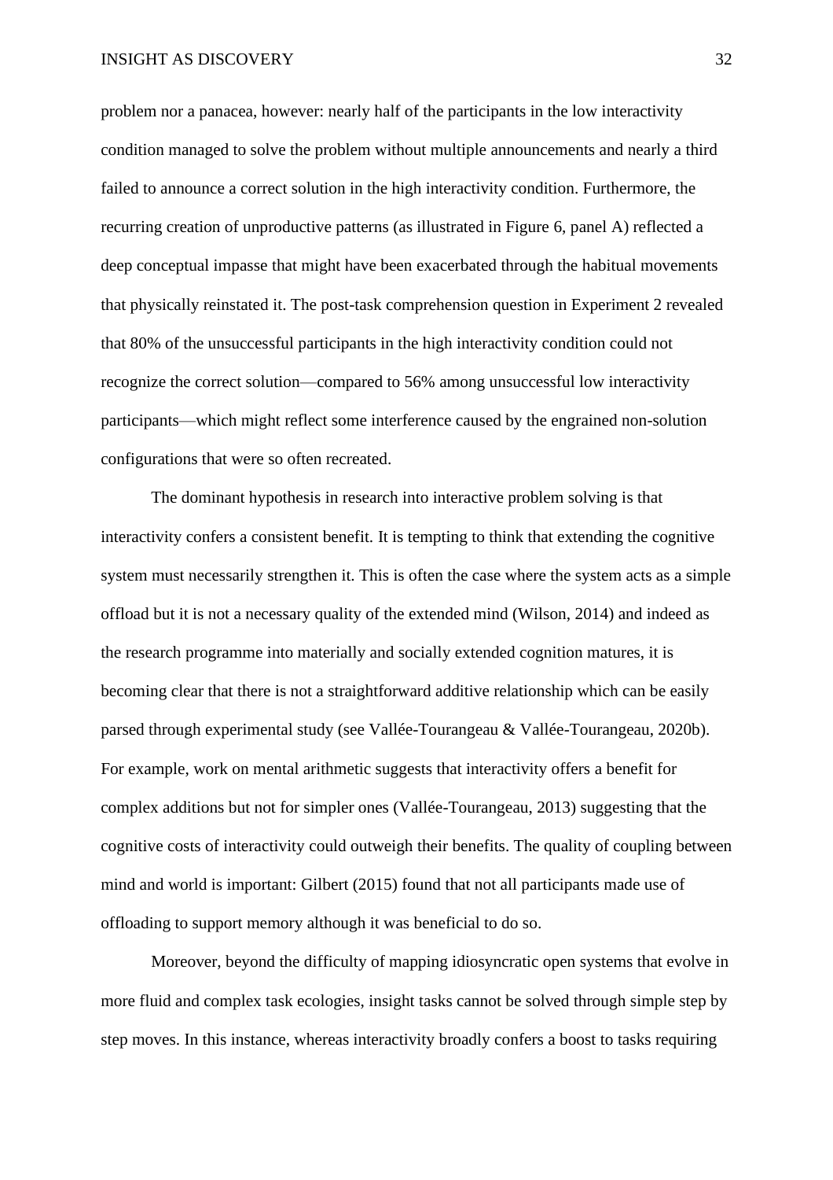problem nor a panacea, however: nearly half of the participants in the low interactivity condition managed to solve the problem without multiple announcements and nearly a third failed to announce a correct solution in the high interactivity condition. Furthermore, the recurring creation of unproductive patterns (as illustrated in Figure 6, panel A) reflected a deep conceptual impasse that might have been exacerbated through the habitual movements that physically reinstated it. The post-task comprehension question in Experiment 2 revealed that 80% of the unsuccessful participants in the high interactivity condition could not recognize the correct solution—compared to 56% among unsuccessful low interactivity participants—which might reflect some interference caused by the engrained non-solution configurations that were so often recreated.

The dominant hypothesis in research into interactive problem solving is that interactivity confers a consistent benefit. It is tempting to think that extending the cognitive system must necessarily strengthen it. This is often the case where the system acts as a simple offload but it is not a necessary quality of the extended mind (Wilson, 2014) and indeed as the research programme into materially and socially extended cognition matures, it is becoming clear that there is not a straightforward additive relationship which can be easily parsed through experimental study (see Vallée-Tourangeau & Vallée-Tourangeau, 2020b). For example, work on mental arithmetic suggests that interactivity offers a benefit for complex additions but not for simpler ones (Vallée-Tourangeau, 2013) suggesting that the cognitive costs of interactivity could outweigh their benefits. The quality of coupling between mind and world is important: Gilbert (2015) found that not all participants made use of offloading to support memory although it was beneficial to do so.

Moreover, beyond the difficulty of mapping idiosyncratic open systems that evolve in more fluid and complex task ecologies, insight tasks cannot be solved through simple step by step moves. In this instance, whereas interactivity broadly confers a boost to tasks requiring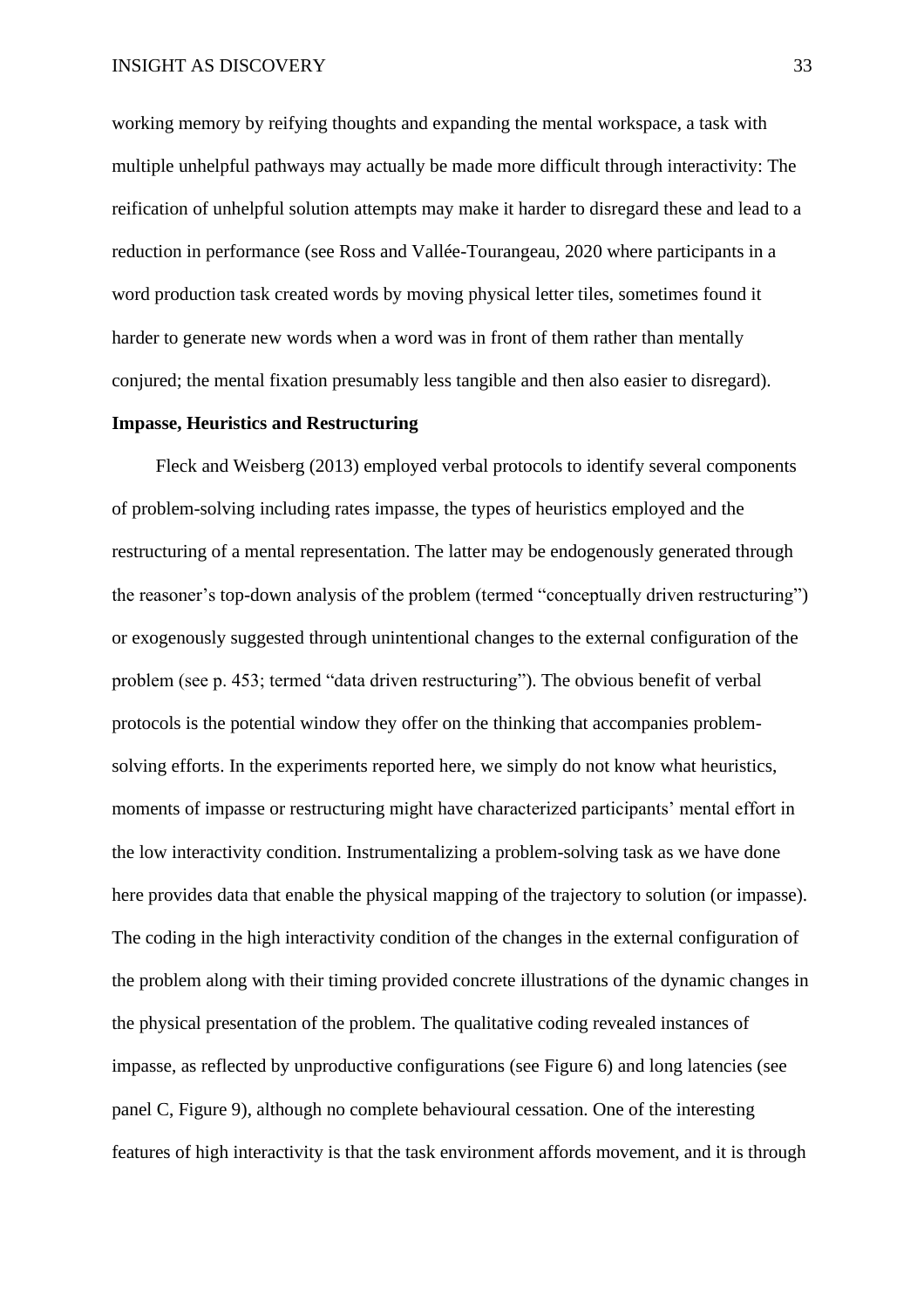working memory by reifying thoughts and expanding the mental workspace, a task with multiple unhelpful pathways may actually be made more difficult through interactivity: The reification of unhelpful solution attempts may make it harder to disregard these and lead to a reduction in performance (see Ross and Vallée-Tourangeau, 2020 where participants in a word production task created words by moving physical letter tiles, sometimes found it harder to generate new words when a word was in front of them rather than mentally conjured; the mental fixation presumably less tangible and then also easier to disregard).

**Impasse, Heuristics and Restructuring**

Fleck and Weisberg (2013) employed verbal protocols to identify several components of problem-solving including rates impasse, the types of heuristics employed and the restructuring of a mental representation. The latter may be endogenously generated through the reasoner's top-down analysis of the problem (termed "conceptually driven restructuring") or exogenously suggested through unintentional changes to the external configuration of the problem (see p. 453; termed "data driven restructuring"). The obvious benefit of verbal protocols is the potential window they offer on the thinking that accompanies problem-solving efforts. In the experiments reported here, we simply do not know what heuristics, moments of impasse or restructuring might have characterized participants' mental effort in the low interactivity condition. Instrumentalizing a problem-solving task as we have done here provides data that enable the physical mapping of the trajectory to solution (or impasse). The coding in the high interactivity condition of the changes in the external configuration of the problem along with their timing provided concrete illustrations of the dynamic changes in the physical presentation of the problem. The qualitative coding revealed instances of impasse, as reflected by unproductive configurations (see Figure 6) and long latencies (see panel C, Figure 9), although no complete behavioural cessation. One of the interesting features of high interactivity is that the task environment affords movement, and it is through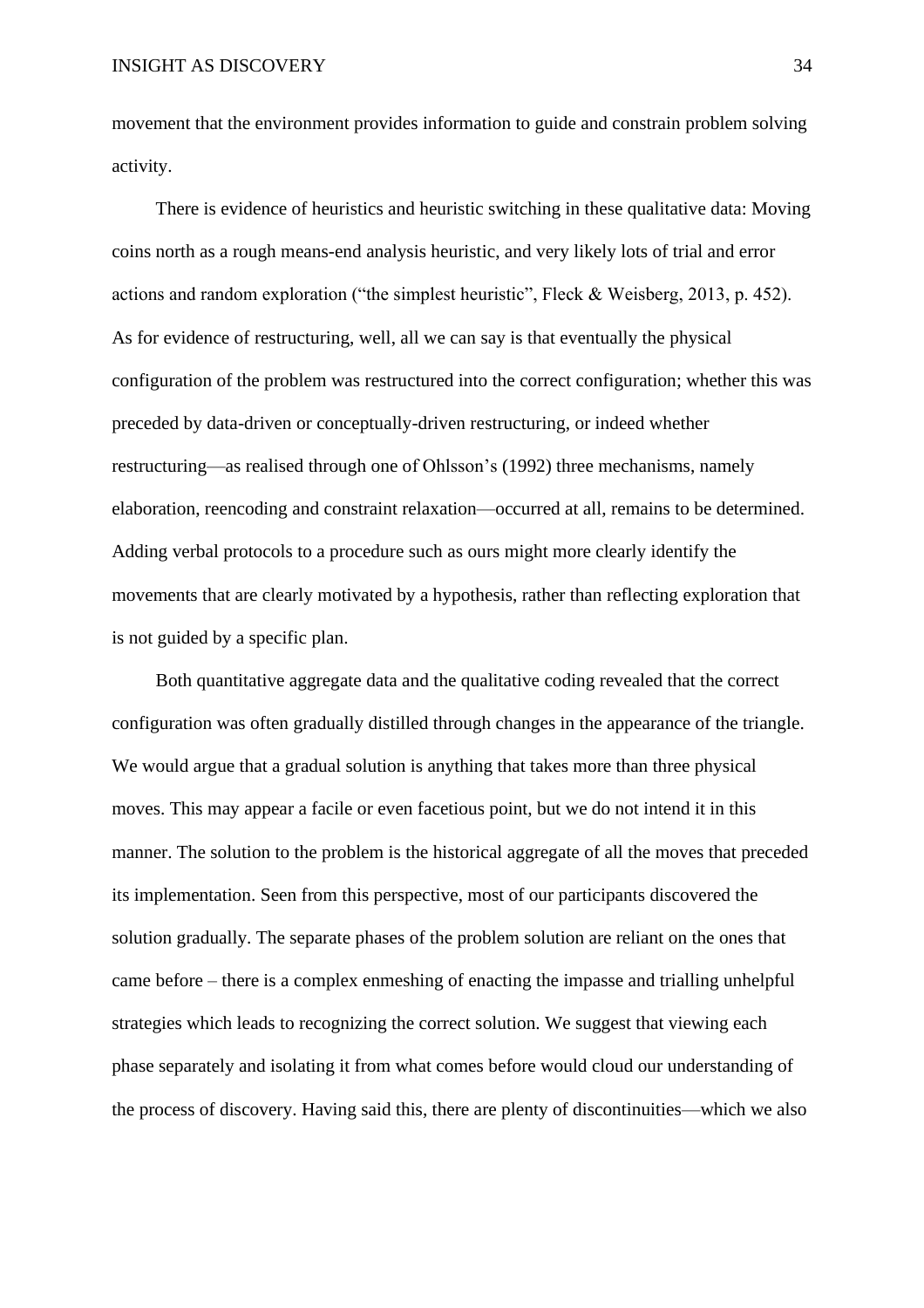movement that the environment provides information to guide and constrain problem solving activity.

There is evidence of heuristics and heuristic switching in these qualitative data: Moving coins north as a rough means-end analysis heuristic, and very likely lots of trial and error actions and random exploration ("the simplest heuristic", Fleck & Weisberg, 2013, p. 452). As for evidence of restructuring, well, all we can say is that eventually the physical configuration of the problem was restructured into the correct configuration; whether this was preceded by data-driven or conceptually-driven restructuring, or indeed whether restructuring—as realised through one of Ohlsson's (1992) three mechanisms, namely elaboration, reencoding and constraint relaxation—occurred at all, remains to be determined. Adding verbal protocols to a procedure such as ours might more clearly identify the movements that are clearly motivated by a hypothesis, rather than reflecting exploration that is not guided by a specific plan.

Both quantitative aggregate data and the qualitative coding revealed that the correct configuration was often gradually distilled through changes in the appearance of the triangle. We would argue that a gradual solution is anything that takes more than three physical moves. This may appear a facile or even facetious point, but we do not intend it in this manner. The solution to the problem is the historical aggregate of all the moves that preceded its implementation. Seen from this perspective, most of our participants discovered the solution gradually. The separate phases of the problem solution are reliant on the ones that came before – there is a complex enmeshing of enacting the impasse and trialling unhelpful strategies which leads to recognizing the correct solution. We suggest that viewing each phase separately and isolating it from what comes before would cloud our understanding of the process of discovery. Having said this, there are plenty of discontinuities—which we also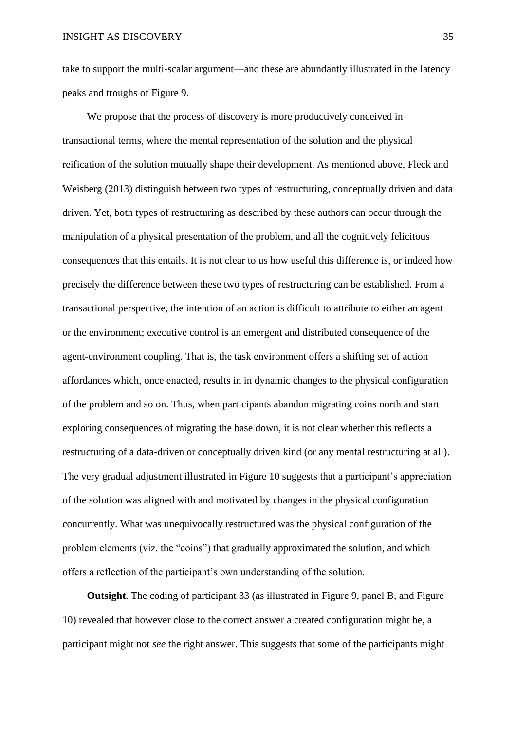take to support the multi-scalar argument—and these are abundantly illustrated in the latency peaks and troughs of Figure 9.

We propose that the process of discovery is more productively conceived in transactional terms, where the mental representation of the solution and the physical reification of the solution mutually shape their development. As mentioned above, Fleck and Weisberg (2013) distinguish between two types of restructuring, conceptually driven and data driven. Yet, both types of restructuring as described by these authors can occur through the manipulation of a physical presentation of the problem, and all the cognitively felicitous consequences that this entails. It is not clear to us how useful this difference is, or indeed how precisely the difference between these two types of restructuring can be established. From a transactional perspective, the intention of an action is difficult to attribute to either an agent or the environment; executive control is an emergent and distributed consequence of the agent-environment coupling. That is, the task environment offers a shifting set of action affordances which, once enacted, results in in dynamic changes to the physical configuration of the problem and so on. Thus, when participants abandon migrating coins north and start exploring consequences of migrating the base down, it is not clear whether this reflects a restructuring of a data-driven or conceptually driven kind (or any mental restructuring at all). The very gradual adjustment illustrated in Figure 10 suggests that a participant's appreciation of the solution was aligned with and motivated by changes in the physical configuration concurrently. What was unequivocally restructured was the physical configuration of the problem elements (viz. the "coins") that gradually approximated the solution, and which offers a reflection of the participant's own understanding of the solution.

**Outsight**. The coding of participant 33 (as illustrated in Figure 9, panel B, and Figure 10) revealed that however close to the correct answer a created configuration might be, a participant might not *see* the right answer. This suggests that some of the participants might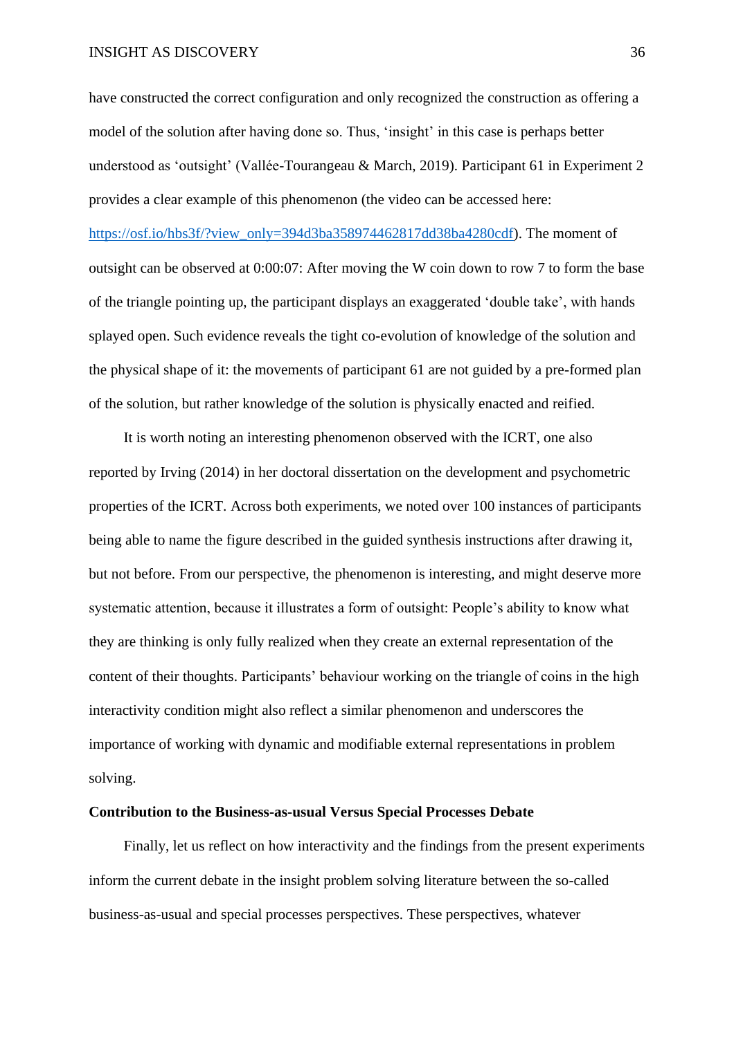have constructed the correct configuration and only recognized the construction as offering a model of the solution after having done so. Thus, ‘insight’ in this case is perhaps better understood as ‘outsight’ (Vallée-Tourangeau & March, 2019). Participant 61 in Experiment 2 provides a clear example of this phenomenon (the video can be accessed here: https://osf.io/hbs3f/?view_only=394d3ba358974462817dd38ba4280cdf). The moment of outsight can be observed at 0:00:07: After moving the W coin down to row 7 to form the base of the triangle pointing up, the participant displays an exaggerated ‘double take’, with hands splayed open. Such evidence reveals the tight co-evolution of knowledge of the solution and the physical shape of it: the movements of participant 61 are not guided by a pre-formed plan of the solution, but rather knowledge of the solution is physically enacted and reified.

It is worth noting an interesting phenomenon observed with the ICRT, one also reported by Irving (2014) in her doctoral dissertation on the development and psychometric properties of the ICRT. Across both experiments, we noted over 100 instances of participants being able to name the figure described in the guided synthesis instructions after drawing it, but not before. From our perspective, the phenomenon is interesting, and might deserve more systematic attention, because it illustrates a form of outsight: People’s ability to know what they are thinking is only fully realized when they create an external representation of the content of their thoughts. Participants’ behaviour working on the triangle of coins in the high interactivity condition might also reflect a similar phenomenon and underscores the importance of working with dynamic and modifiable external representations in problem solving.

**Contribution to the Business-as-usual Versus Special Processes Debate**

Finally, let us reflect on how interactivity and the findings from the present experiments inform the current debate in the insight problem solving literature between the so-called business-as-usual and special processes perspectives. These perspectives, whatever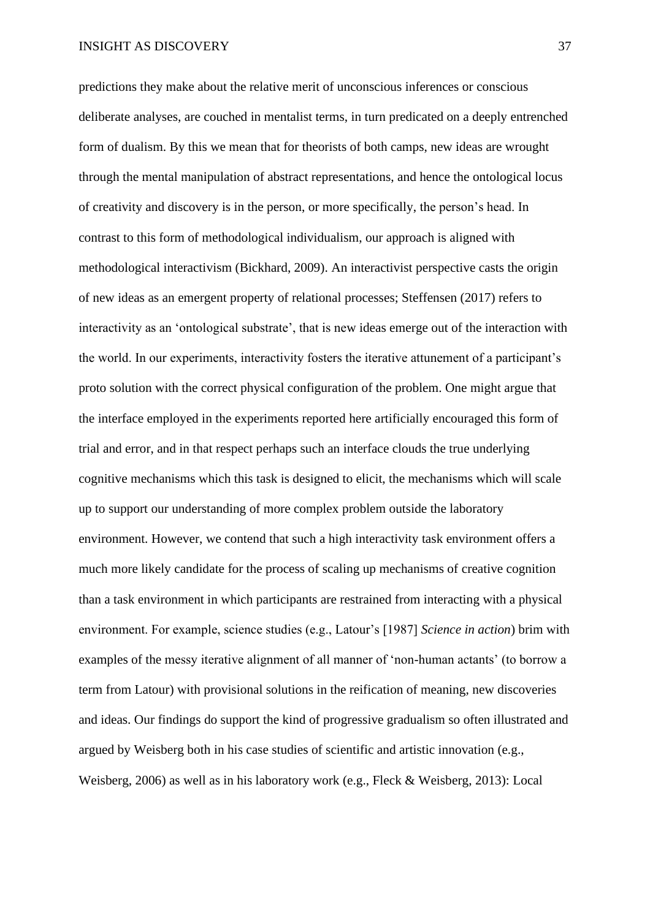predictions they make about the relative merit of unconscious inferences or conscious deliberate analyses, are couched in mentalist terms, in turn predicated on a deeply entrenched form of dualism. By this we mean that for theorists of both camps, new ideas are wrought through the mental manipulation of abstract representations, and hence the ontological locus of creativity and discovery is in the person, or more specifically, the person's head. In contrast to this form of methodological individualism, our approach is aligned with methodological interactivism (Bickhard, 2009). An interactivist perspective casts the origin of new ideas as an emergent property of relational processes; Steffensen (2017) refers to interactivity as an 'ontological substrate', that is new ideas emerge out of the interaction with the world. In our experiments, interactivity fosters the iterative attunement of a participant's proto solution with the correct physical configuration of the problem. One might argue that the interface employed in the experiments reported here artificially encouraged this form of trial and error, and in that respect perhaps such an interface clouds the true underlying cognitive mechanisms which this task is designed to elicit, the mechanisms which will scale up to support our understanding of more complex problem outside the laboratory environment. However, we contend that such a high interactivity task environment offers a much more likely candidate for the process of scaling up mechanisms of creative cognition than a task environment in which participants are restrained from interacting with a physical environment. For example, science studies (e.g., Latour's [1987] *Science in action*) brim with examples of the messy iterative alignment of all manner of 'non-human actants' (to borrow a term from Latour) with provisional solutions in the reification of meaning, new discoveries and ideas. Our findings do support the kind of progressive gradualism so often illustrated and argued by Weisberg both in his case studies of scientific and artistic innovation (e.g., Weisberg, 2006) as well as in his laboratory work (e.g., Fleck & Weisberg, 2013): Local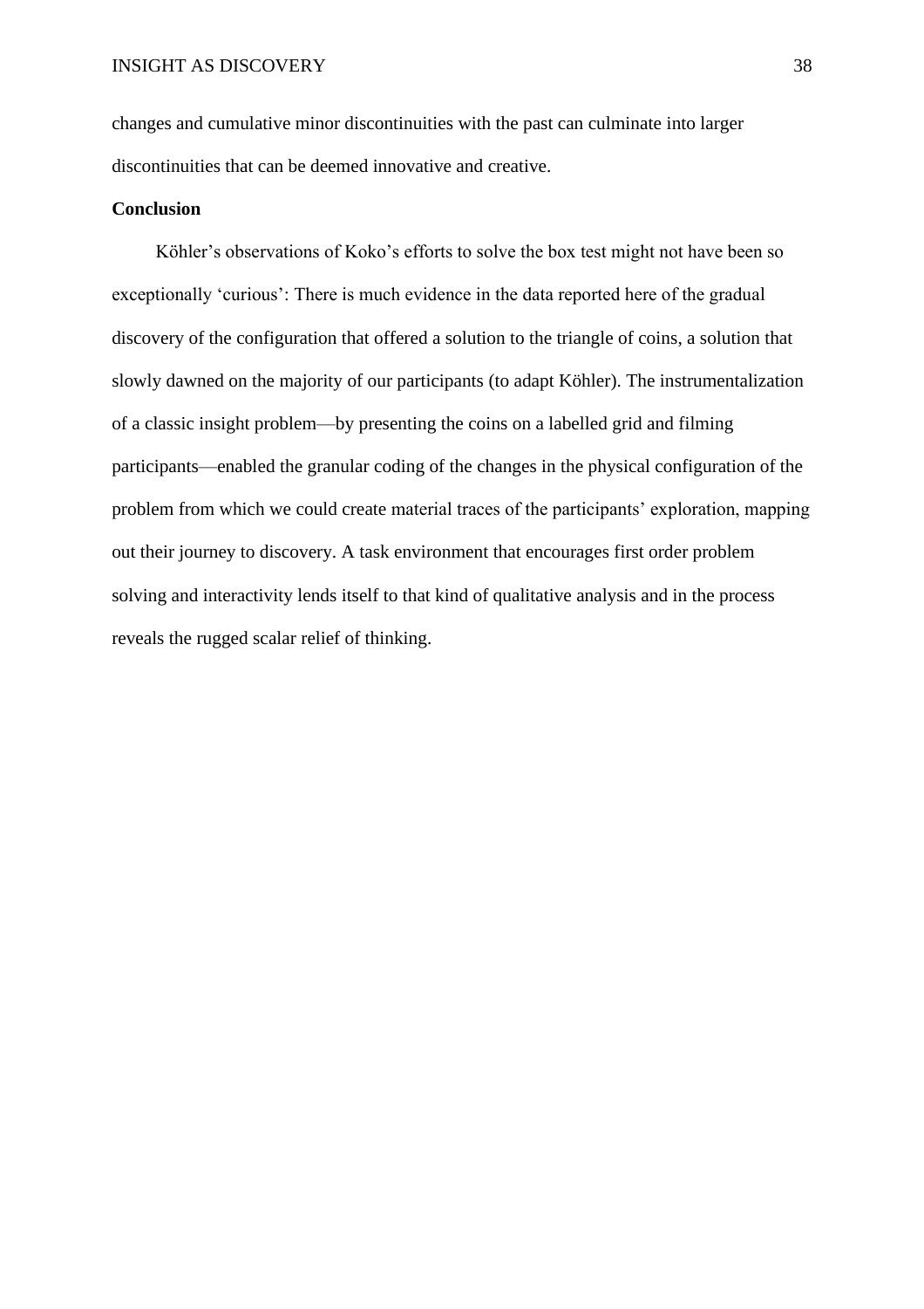changes and cumulative minor discontinuities with the past can culminate into larger discontinuities that can be deemed innovative and creative.

**Conclusion**

Köhler's observations of Koko's efforts to solve the box test might not have been so exceptionally 'curious': There is much evidence in the data reported here of the gradual discovery of the configuration that offered a solution to the triangle of coins, a solution that slowly dawned on the majority of our participants (to adapt Köhler). The instrumentalization of a classic insight problem—by presenting the coins on a labelled grid and filming participants—enabled the granular coding of the changes in the physical configuration of the problem from which we could create material traces of the participants' exploration, mapping out their journey to discovery. A task environment that encourages first order problem solving and interactivity lends itself to that kind of qualitative analysis and in the process reveals the rugged scalar relief of thinking.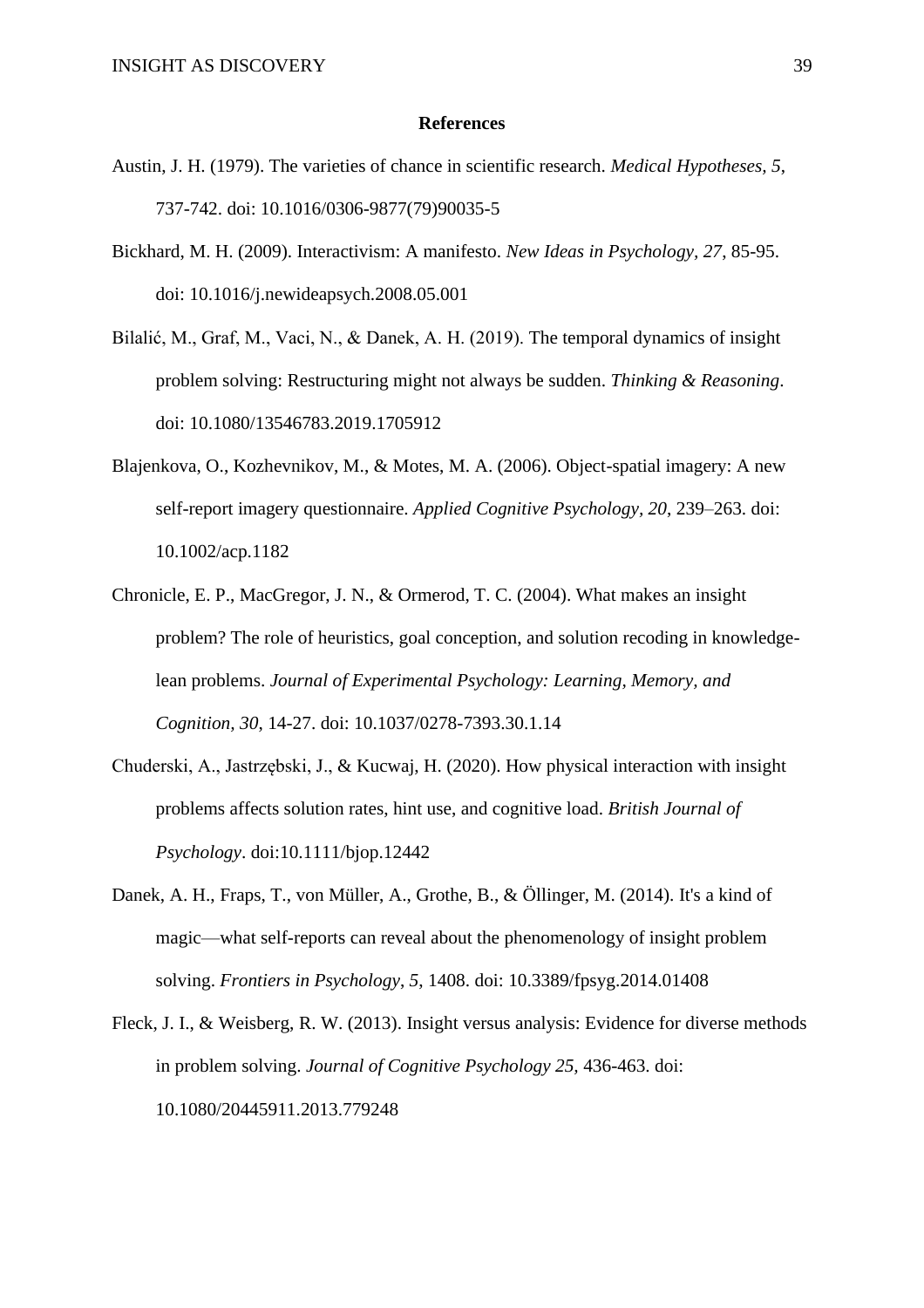# References

Austin, J. H. (1979). The varieties of chance in scientific research. *Medical Hypotheses, 5*, 737-742. doi: 10.1016/0306-9877(79)90035-5

Bickhard, M. H. (2009). Interactivism: A manifesto. *New Ideas in Psychology, 27*, 85-95. doi: 10.1016/j.newideapsych.2008.05.001

Bilalić, M., Graf, M., Vaci, N., & Danek, A. H. (2019). The temporal dynamics of insight problem solving: Restructuring might not always be sudden. *Thinking & Reasoning*. doi: 10.1080/13546783.2019.1705912

Blajenkova, O., Kozhevnikov, M., & Motes, M. A. (2006). Object-spatial imagery: A new self-report imagery questionnaire. *Applied Cognitive Psychology, 20*, 239–263. doi: 10.1002/acp.1182

Chronicle, E. P., MacGregor, J. N., & Ormerod, T. C. (2004). What makes an insight problem? The role of heuristics, goal conception, and solution recoding in knowledge-lean problems. *Journal of Experimental Psychology: Learning, Memory, and Cognition, 30*, 14-27. doi: 10.1037/0278-7393.30.1.14

Chuderski, A., Jastrzębski, J., & Kucwaj, H. (2020). How physical interaction with insight problems affects solution rates, hint use, and cognitive load. *British Journal of Psychology*. doi:10.1111/bjop.12442

Danek, A. H., Fraps, T., von Müller, A., Grothe, B., & Öllinger, M. (2014). It's a kind of magic—what self-reports can reveal about the phenomenology of insight problem solving. *Frontiers in Psychology, 5*, 1408. doi: 10.3389/fpsyg.2014.01408

Fleck, J. I., & Weisberg, R. W. (2013). Insight versus analysis: Evidence for diverse methods in problem solving. *Journal of Cognitive Psychology 25*, 436-463. doi: 10.1080/20445911.2013.779248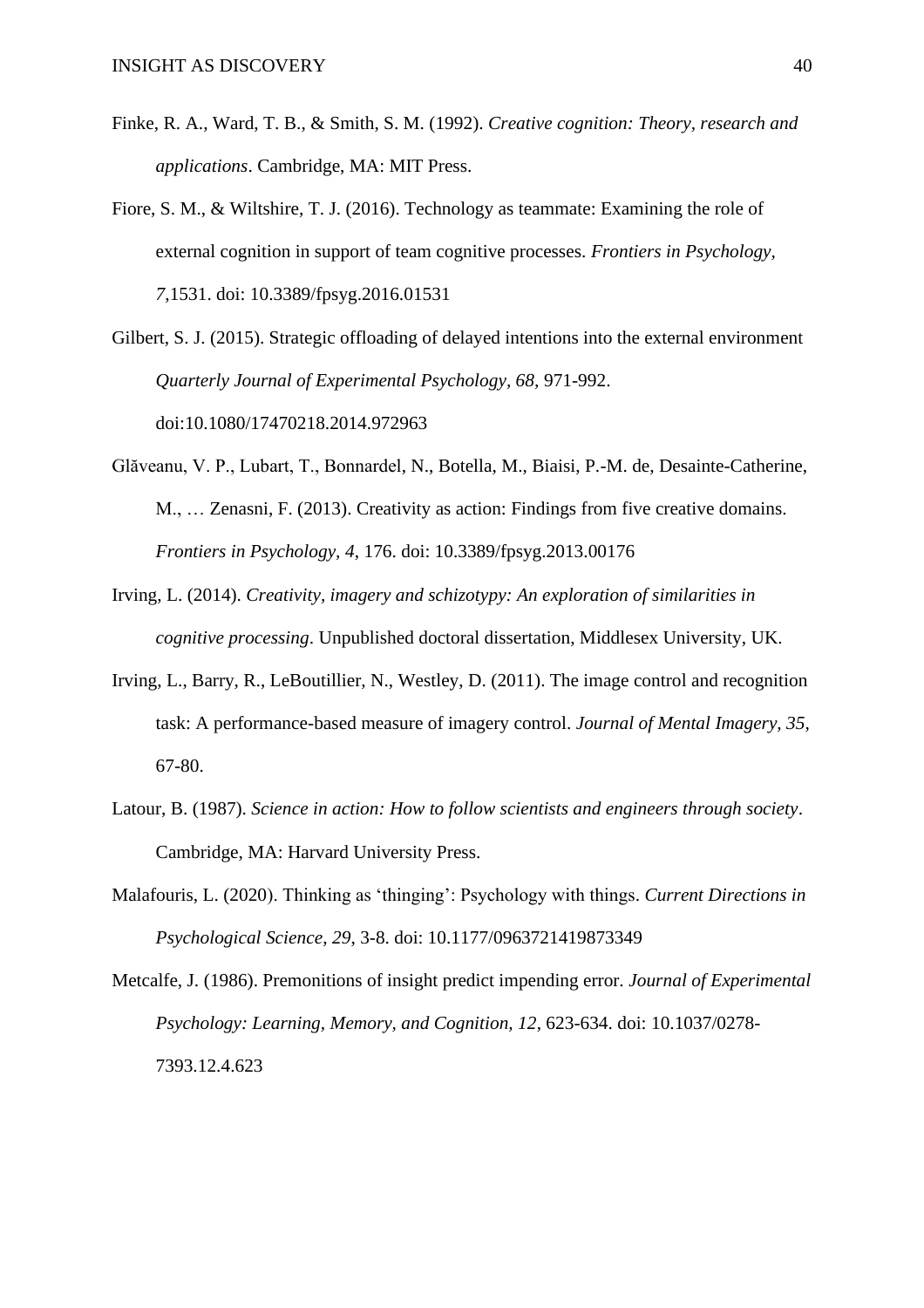Finke, R. A., Ward, T. B., & Smith, S. M. (1992). *Creative cognition: Theory, research and applications*. Cambridge, MA: MIT Press.

Fiore, S. M., & Wiltshire, T. J. (2016). Technology as teammate: Examining the role of external cognition in support of team cognitive processes. *Frontiers in Psychology, 7*,1531. doi: 10.3389/fpsyg.2016.01531

Gilbert, S. J. (2015). Strategic offloading of delayed intentions into the external environment *Quarterly Journal of Experimental Psychology*, *68*, 971-992. doi:10.1080/17470218.2014.972963

Glăveanu, V. P., Lubart, T., Bonnardel, N., Botella, M., Biaisi, P.-M. de, Desainte-Catherine, M., … Zenasni, F. (2013). Creativity as action: Findings from five creative domains. *Frontiers in Psychology*, *4*, 176. doi: 10.3389/fpsyg.2013.00176

Irving, L. (2014). *Creativity, imagery and schizotypy: An exploration of similarities in cognitive processing*. Unpublished doctoral dissertation, Middlesex University, UK.

Irving, L., Barry, R., LeBoutillier, N., Westley, D. (2011). The image control and recognition task: A performance-based measure of imagery control. *Journal of Mental Imagery, 35*, 67-80.

Latour, B. (1987). *Science in action: How to follow scientists and engineers through society*. Cambridge, MA: Harvard University Press.

Malafouris, L. (2020). Thinking as 'thinging': Psychology with things. *Current Directions in Psychological Science*, *29*, 3-8. doi: 10.1177/0963721419873349

Metcalfe, J. (1986). Premonitions of insight predict impending error. *Journal of Experimental Psychology: Learning, Memory, and Cognition, 12*, 623-634. doi: 10.1037/0278-7393.12.4.623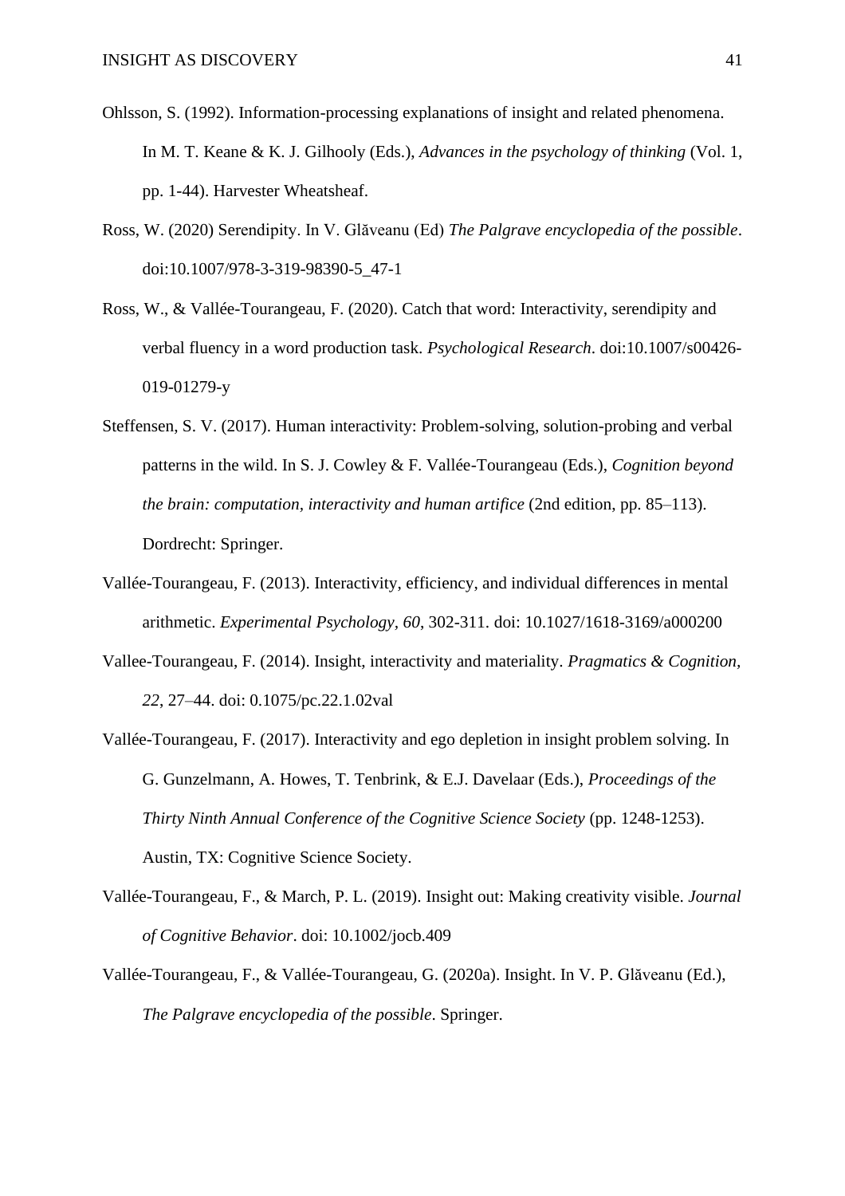Ohlsson, S. (1992). Information-processing explanations of insight and related phenomena. In M. T. Keane & K. J. Gilhooly (Eds.), *Advances in the psychology of thinking* (Vol. 1, pp. 1-44). Harvester Wheatsheaf.

Ross, W. (2020) Serendipity. In V. Glăveanu (Ed) *The Palgrave encyclopedia of the possible*. doi:10.1007/978-3-319-98390-5_47-1

Ross, W., & Vallée-Tourangeau, F. (2020). Catch that word: Interactivity, serendipity and verbal fluency in a word production task. *Psychological Research*. doi:10.1007/s00426-019-01279-y

Steffensen, S. V. (2017). Human interactivity: Problem-solving, solution-probing and verbal patterns in the wild. In S. J. Cowley & F. Vallée-Tourangeau (Eds.), *Cognition beyond the brain: computation, interactivity and human artifice* (2nd edition, pp. 85–113). Dordrecht: Springer.

Vallée-Tourangeau, F. (2013). Interactivity, efficiency, and individual differences in mental arithmetic. *Experimental Psychology, 60*, 302-311. doi: 10.1027/1618-3169/a000200

Vallee-Tourangeau, F. (2014). Insight, interactivity and materiality. *Pragmatics & Cognition, 22*, 27–44. doi: 0.1075/pc.22.1.02val

Vallée-Tourangeau, F. (2017). Interactivity and ego depletion in insight problem solving. In G. Gunzelmann, A. Howes, T. Tenbrink, & E.J. Davelaar (Eds.), *Proceedings of the Thirty Ninth Annual Conference of the Cognitive Science Society* (pp. 1248-1253). Austin, TX: Cognitive Science Society.

Vallée-Tourangeau, F., & March, P. L. (2019). Insight out: Making creativity visible. *Journal of Cognitive Behavior*. doi: 10.1002/jocb.409

Vallée-Tourangeau, F., & Vallée-Tourangeau, G. (2020a). Insight. In V. P. Glăveanu (Ed.), *The Palgrave encyclopedia of the possible*. Springer.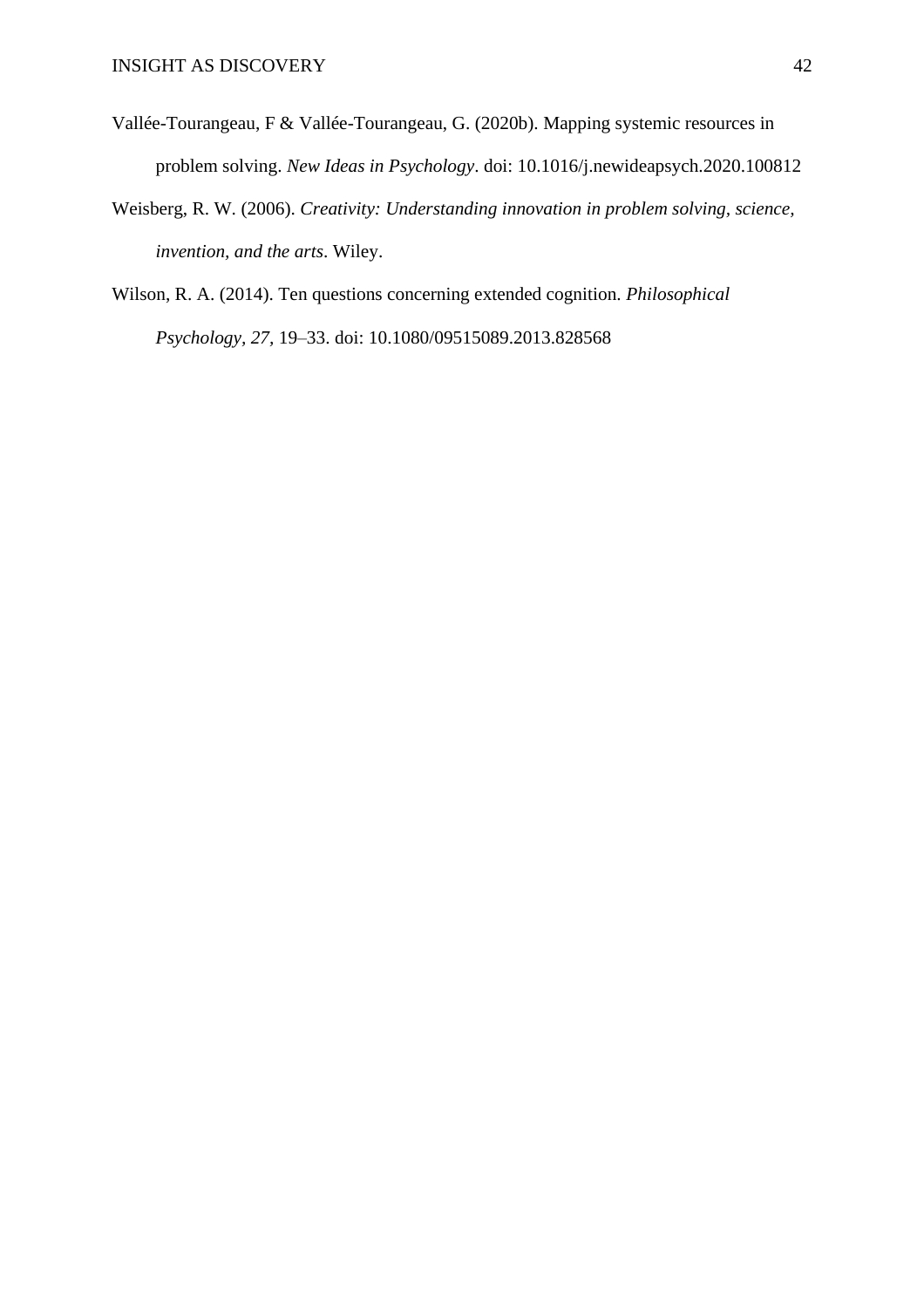Vallée-Tourangeau, F & Vallée-Tourangeau, G. (2020b). Mapping systemic resources in problem solving. *New Ideas in Psychology*. doi: 10.1016/j.newideapsych.2020.100812

Weisberg, R. W. (2006). *Creativity: Understanding innovation in problem solving, science, invention, and the arts*. Wiley.

Wilson, R. A. (2014). Ten questions concerning extended cognition. *Philosophical Psychology, 27*, 19–33. doi: 10.1080/09515089.2013.828568